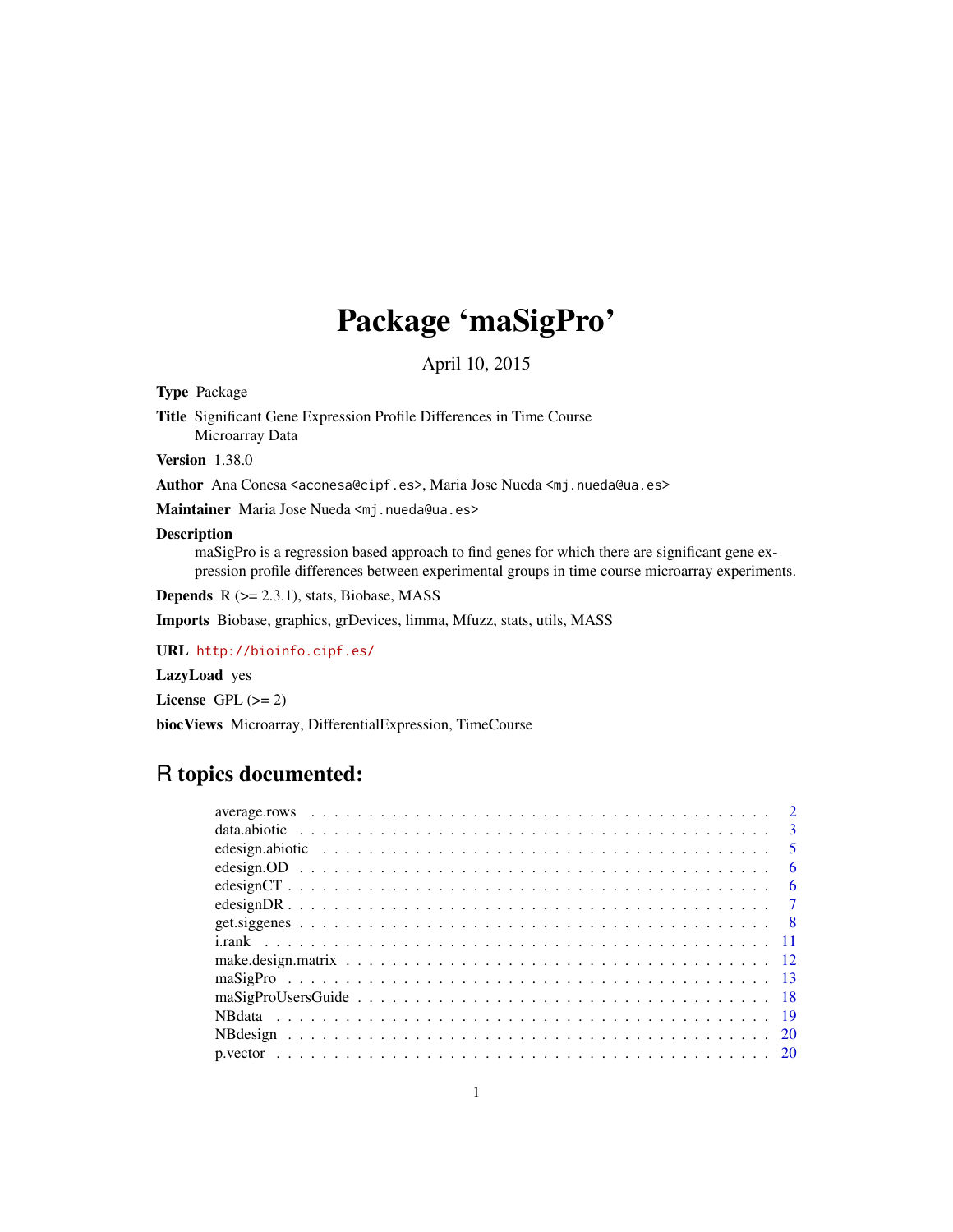# Package 'maSigPro'

April 10, 2015

**Type** Package

**Title** Significant Gene Expression Profile Differences in Time Course Microarray Data

**Version** 1.38.0

**Author** Ana Conesa <aconesa@cipf.es>, Maria Jose Nueda <mj.nueda@ua.es>

**Maintainer** Maria Jose Nueda <mj.nueda@ua.es>

**Description** maSigPro is a regression based approach to find genes for which there are significant gene expression profile differences between experimental groups in time course microarray experiments.

**Depends** R (>= 2.3.1), stats, Biobase, MASS

**Imports** Biobase, graphics, grDevices, limma, Mfuzz, stats, utils, MASS

**URL** http://bioinfo.cipf.es/

**LazyLoad** yes

**License** GPL (>= 2)

**biocViews** Microarray, DifferentialExpression, TimeCourse

## R topics documented:

| | |
|---|---|
| average.rows | 2 |
| data.abiotic | 3 |
| edesign.abiotic | 5 |
| edesign.OD | 6 |
| edesignCT | 6 |
| edesignDR | 7 |
| get.siggenes | 8 |
| i.rank | 11 |
| make.design.matrix | 12 |
| maSigPro | 13 |
| maSigProUsersGuide | 18 |
| NBdata | 19 |
| NBdesign | 20 |
| p.vector | 20 |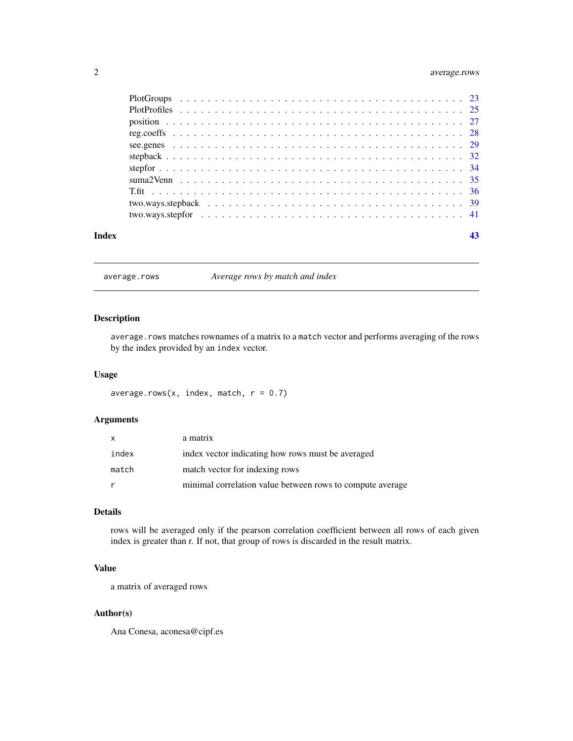| | |
|---|---|
| PlotGroups | 23 |
| PlotProfiles | 25 |
| position | 27 |
| reg.coeffs | 28 |
| see.genes | 29 |
| stepback | 32 |
| stepfor | 34 |
| suma2Venn | 35 |
| T.fit | 36 |
| two.ways.stepback | 39 |
| two.ways.stepfor | 41 |

**Index** **43**

---

`average.rows` *Average rows by match and index*

---

## Description

`average.rows` matches rownames of a matrix to a `match` vector and performs averaging of the rows by the index provided by an `index` vector.

## Usage

```
average.rows(x, index, match, r = 0.7)
```

## Arguments

| | |
|---|---|
| `x` | a matrix |
| `index` | index vector indicating how rows must be averaged |
| `match` | match vector for indexing rows |
| `r` | minimal correlation value between rows to compute average |

## Details

rows will be averaged only if the pearson correlation coefficient between all rows of each given index is greater than r. If not, that group of rows is discarded in the result matrix.

## Value

a matrix of averaged rows

## Author(s)

Ana Conesa, aconesa@cipf.es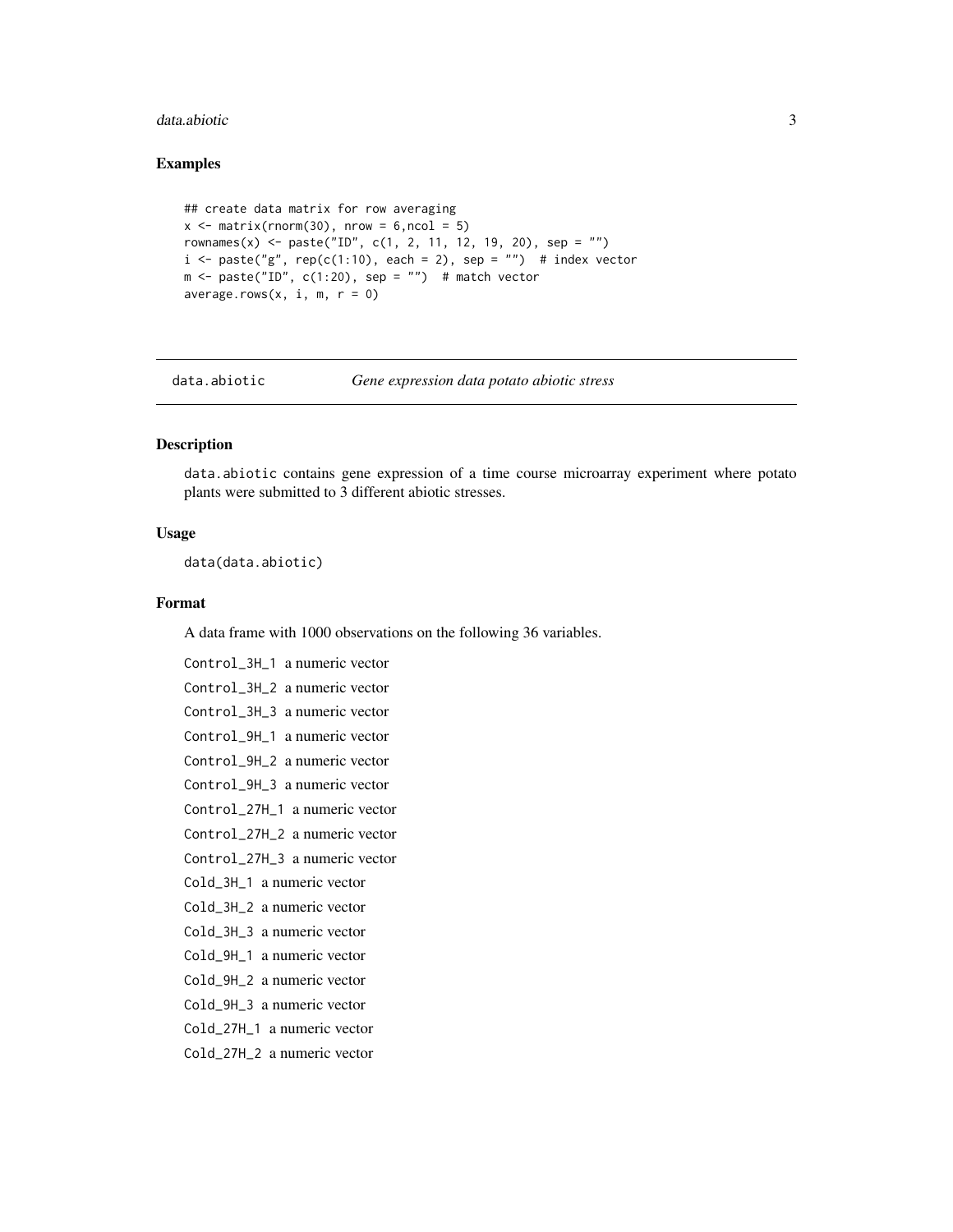### Examples

```
## create data matrix for row averaging
x <- matrix(rnorm(30), nrow = 6,ncol = 5)
rownames(x) <- paste("ID", c(1, 2, 11, 12, 19, 20), sep = "")
i <- paste("g", rep(c(1:10), each = 2), sep = "")  # index vector
m <- paste("ID", c(1:20), sep = "")  # match vector
average.rows(x, i, m, r = 0)
```

---

## data.abiotic — *Gene expression data potato abiotic stress*

---

### Description

data.abiotic contains gene expression of a time course microarray experiment where potato plants were submitted to 3 different abiotic stresses.

### Usage

```
data(data.abiotic)
```

### Format

A data frame with 1000 observations on the following 36 variables.

- `Control_3H_1` a numeric vector
- `Control_3H_2` a numeric vector
- `Control_3H_3` a numeric vector
- `Control_9H_1` a numeric vector
- `Control_9H_2` a numeric vector
- `Control_9H_3` a numeric vector
- `Control_27H_1` a numeric vector
- `Control_27H_2` a numeric vector
- `Control_27H_3` a numeric vector
- `Cold_3H_1` a numeric vector
- `Cold_3H_2` a numeric vector
- `Cold_3H_3` a numeric vector
- `Cold_9H_1` a numeric vector
- `Cold_9H_2` a numeric vector
- `Cold_9H_3` a numeric vector
- `Cold_27H_1` a numeric vector
- `Cold_27H_2` a numeric vector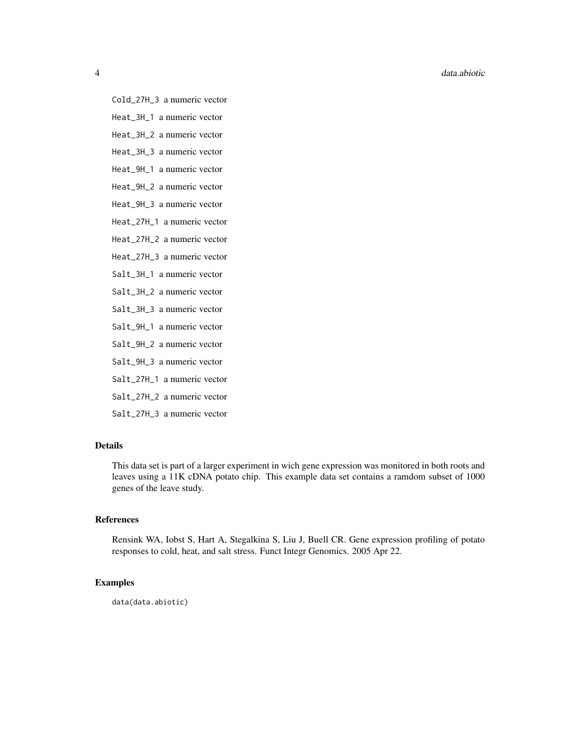Cold_27H_3 a numeric vector

Heat_3H_1 a numeric vector

Heat_3H_2 a numeric vector

Heat_3H_3 a numeric vector

Heat_9H_1 a numeric vector

Heat_9H_2 a numeric vector

Heat_9H_3 a numeric vector

Heat_27H_1 a numeric vector

Heat_27H_2 a numeric vector

Heat_27H_3 a numeric vector

Salt_3H_1 a numeric vector

Salt_3H_2 a numeric vector

Salt_3H_3 a numeric vector

Salt_9H_1 a numeric vector

Salt_9H_2 a numeric vector

Salt_9H_3 a numeric vector

Salt_27H_1 a numeric vector

Salt_27H_2 a numeric vector

Salt_27H_3 a numeric vector

## Details

This data set is part of a larger experiment in wich gene expression was monitored in both roots and leaves using a 11K cDNA potato chip. This example data set contains a ramdom subset of 1000 genes of the leave study.

## References

Rensink WA, Iobst S, Hart A, Stegalkina S, Liu J, Buell CR. Gene expression profiling of potato responses to cold, heat, and salt stress. Funct Integr Genomics. 2005 Apr 22.

## Examples

```
data(data.abiotic)
```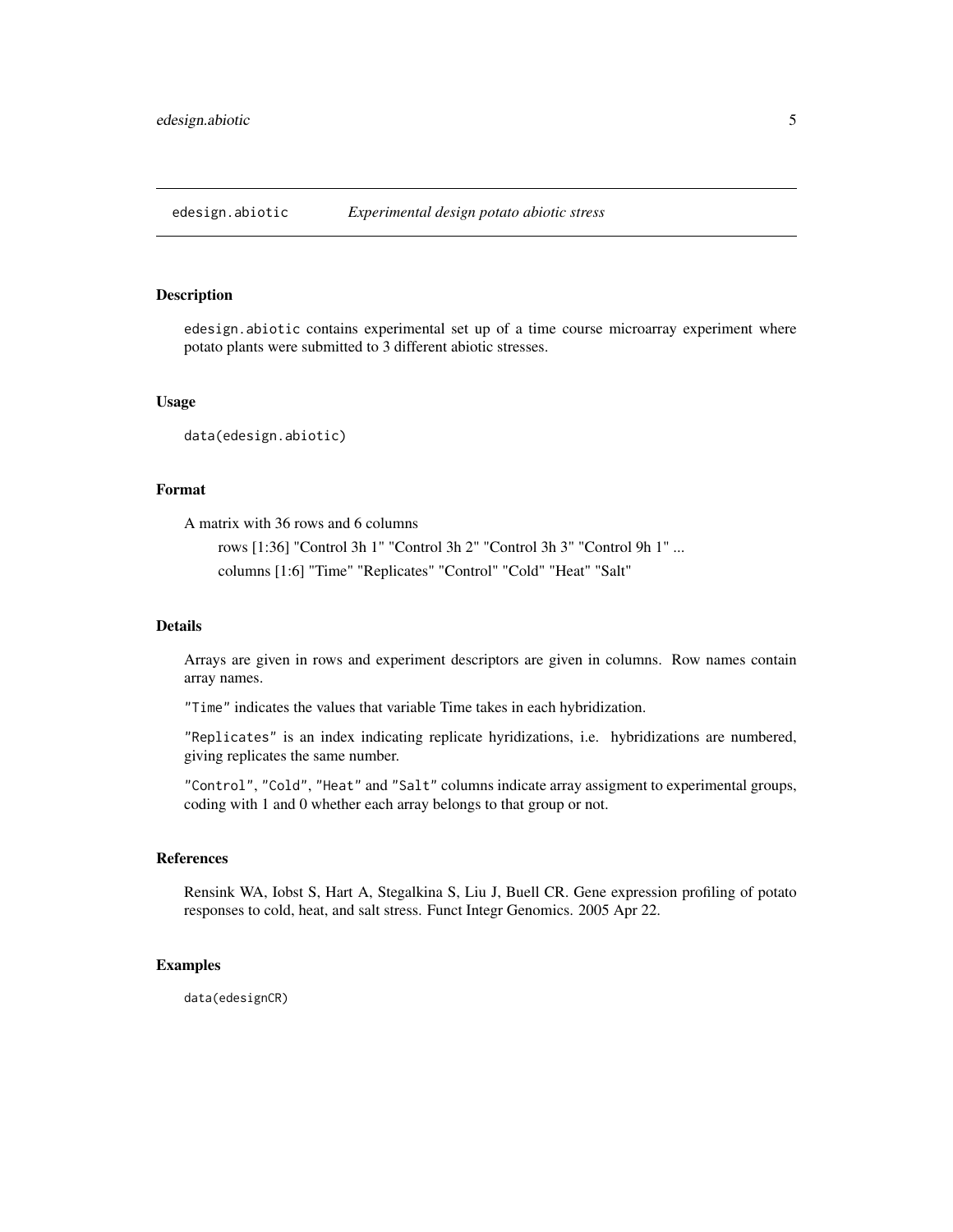# edesign.abiotic *Experimental design potato abiotic stress*

## Description

edesign.abiotic contains experimental set up of a time course microarray experiment where potato plants were submitted to 3 different abiotic stresses.

## Usage

```
data(edesign.abiotic)
```

## Format

A matrix with 36 rows and 6 columns

rows [1:36] "Control 3h 1" "Control 3h 2" "Control 3h 3" "Control 9h 1" ...

columns [1:6] "Time" "Replicates" "Control" "Cold" "Heat" "Salt"

## Details

Arrays are given in rows and experiment descriptors are given in columns. Row names contain array names.

"Time" indicates the values that variable Time takes in each hybridization.

"Replicates" is an index indicating replicate hyridizations, i.e. hybridizations are numbered, giving replicates the same number.

"Control", "Cold", "Heat" and "Salt" columns indicate array assigment to experimental groups, coding with 1 and 0 whether each array belongs to that group or not.

## References

Rensink WA, Iobst S, Hart A, Stegalkina S, Liu J, Buell CR. Gene expression profiling of potato responses to cold, heat, and salt stress. Funct Integr Genomics. 2005 Apr 22.

## Examples

```
data(edesignCR)
```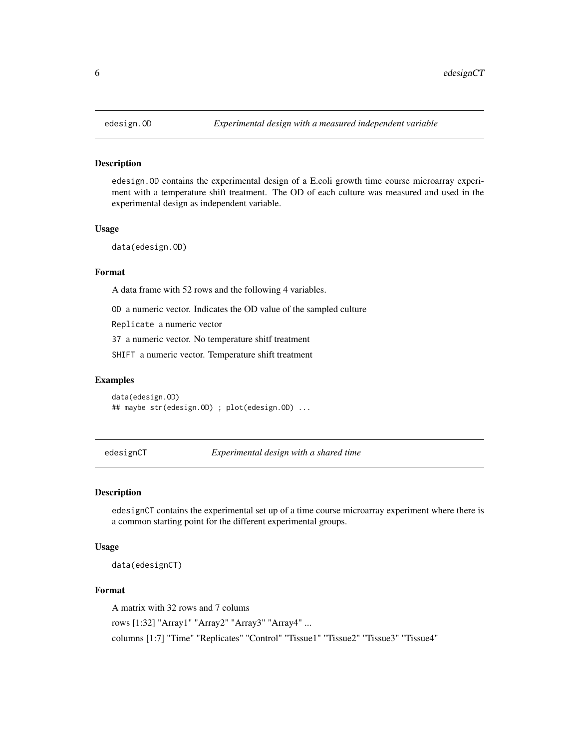## edesign.OD &nbsp;&nbsp;&nbsp; *Experimental design with a measured independent variable*

### Description

edesign.OD contains the experimental design of a E.coli growth time course microarray experiment with a temperature shift treatment. The OD of each culture was measured and used in the experimental design as independent variable.

### Usage

```
data(edesign.OD)
```

### Format

A data frame with 52 rows and the following 4 variables.

`OD` a numeric vector. Indicates the OD value of the sampled culture

`Replicate` a numeric vector

`37` a numeric vector. No temperature shitf treatment

`SHIFT` a numeric vector. Temperature shift treatment

### Examples

```
data(edesign.OD)
## maybe str(edesign.OD) ; plot(edesign.OD) ...
```

## edesignCT &nbsp;&nbsp;&nbsp; *Experimental design with a shared time*

### Description

edesignCT contains the experimental set up of a time course microarray experiment where there is a common starting point for the different experimental groups.

### Usage

```
data(edesignCT)
```

### Format

A matrix with 32 rows and 7 colums

rows [1:32] "Array1" "Array2" "Array3" "Array4" ...

columns [1:7] "Time" "Replicates" "Control" "Tissue1" "Tissue2" "Tissue3" "Tissue4"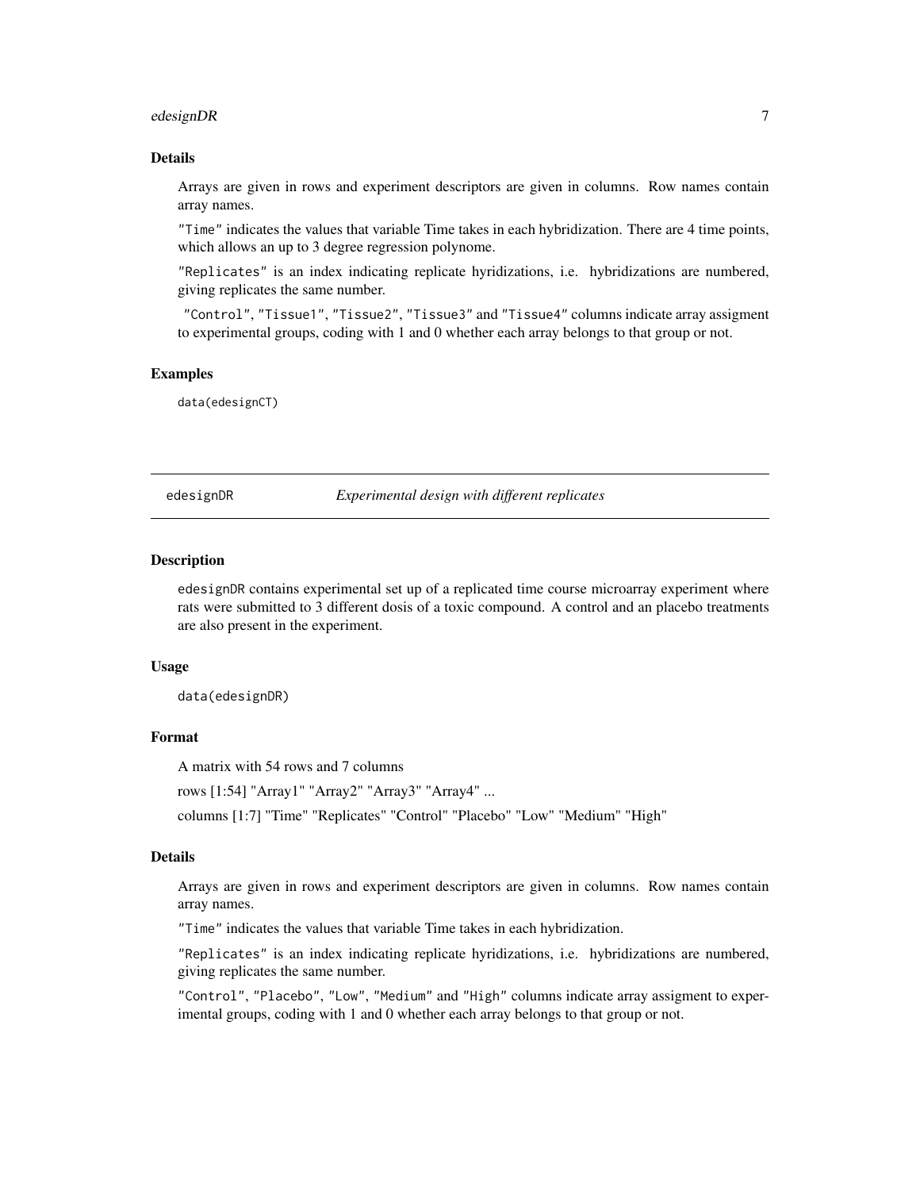### Details

Arrays are given in rows and experiment descriptors are given in columns. Row names contain array names.

"Time" indicates the values that variable Time takes in each hybridization. There are 4 time points, which allows an up to 3 degree regression polynome.

"Replicates" is an index indicating replicate hyridizations, i.e. hybridizations are numbered, giving replicates the same number.

"Control", "Tissue1", "Tissue2", "Tissue3" and "Tissue4" columns indicate array assigment to experimental groups, coding with 1 and 0 whether each array belongs to that group or not.

### Examples

```
data(edesignCT)
```

---

## edesignDR *Experimental design with different replicates*

### Description

edesignDR contains experimental set up of a replicated time course microarray experiment where rats were submitted to 3 different dosis of a toxic compound. A control and an placebo treatments are also present in the experiment.

### Usage

```
data(edesignDR)
```

### Format

A matrix with 54 rows and 7 columns

rows [1:54] "Array1" "Array2" "Array3" "Array4" ...

columns [1:7] "Time" "Replicates" "Control" "Placebo" "Low" "Medium" "High"

### Details

Arrays are given in rows and experiment descriptors are given in columns. Row names contain array names.

"Time" indicates the values that variable Time takes in each hybridization.

"Replicates" is an index indicating replicate hyridizations, i.e. hybridizations are numbered, giving replicates the same number.

"Control", "Placebo", "Low", "Medium" and "High" columns indicate array assigment to experimental groups, coding with 1 and 0 whether each array belongs to that group or not.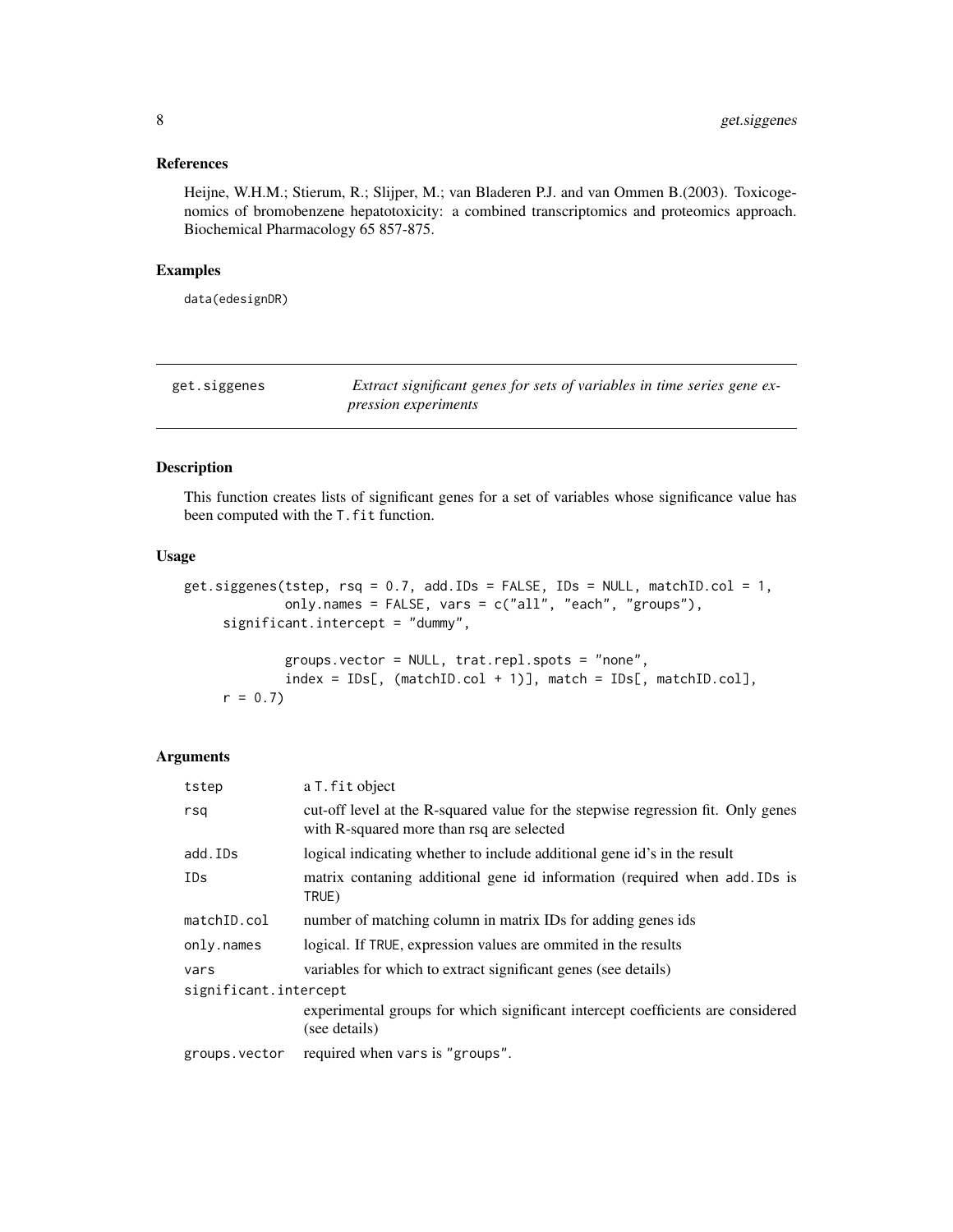### References

Heijne, W.H.M.; Stierum, R.; Slijper, M.; van Bladeren P.J. and van Ommen B.(2003). Toxicogenomics of bromobenzene hepatotoxicity: a combined transcriptomics and proteomics approach. Biochemical Pharmacology 65 857-875.

### Examples

```
data(edesignDR)
```

---

## get.siggenes — *Extract significant genes for sets of variables in time series gene expression experiments*

---

### Description

This function creates lists of significant genes for a set of variables whose significance value has been computed with the `T.fit` function.

### Usage

```
get.siggenes(tstep, rsq = 0.7, add.IDs = FALSE, IDs = NULL, matchID.col = 1,
             only.names = FALSE, vars = c("all", "each", "groups"),
     significant.intercept = "dummy",

             groups.vector = NULL, trat.repl.spots = "none",
             index = IDs[, (matchID.col + 1)], match = IDs[, matchID.col],
     r = 0.7)
```

### Arguments

| | |
|---|---|
| `tstep` | a `T.fit` object |
| `rsq` | cut-off level at the R-squared value for the stepwise regression fit. Only genes with R-squared more than rsq are selected |
| `add.IDs` | logical indicating whether to include additional gene id's in the result |
| `IDs` | matrix contaning additional gene id information (required when `add.IDs` is `TRUE`) |
| `matchID.col` | number of matching column in matrix IDs for adding genes ids |
| `only.names` | logical. If `TRUE`, expression values are ommited in the results |
| `vars` | variables for which to extract significant genes (see details) |
| `significant.intercept` | experimental groups for which significant intercept coefficients are considered (see details) |
| `groups.vector` | required when `vars` is `"groups"`. |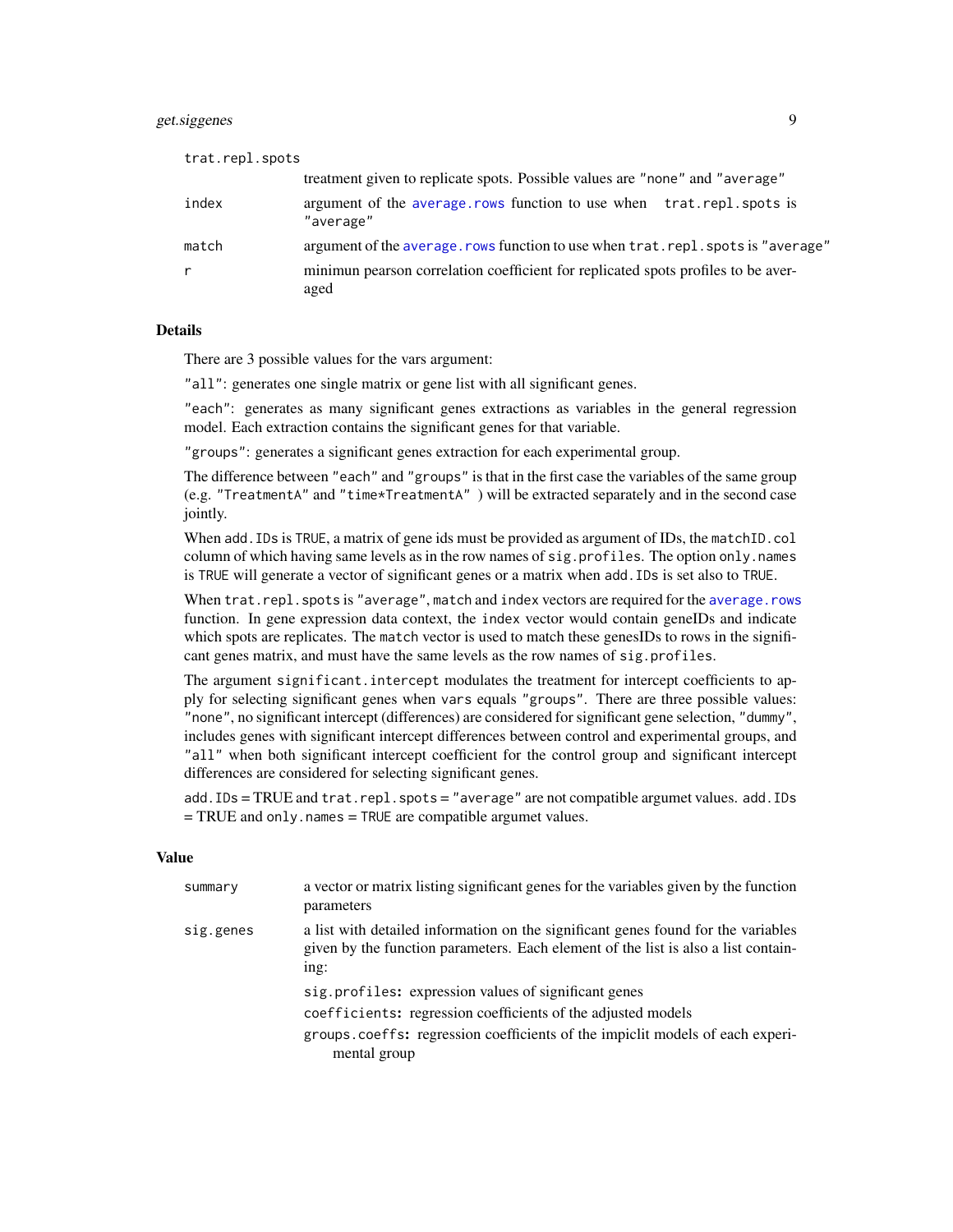| | |
|---|---|
| trat.repl.spots | treatment given to replicate spots. Possible values are "none" and "average" |
| index | argument of the average.rows function to use when trat.repl.spots is "average" |
| match | argument of the average.rows function to use when trat.repl.spots is "average" |
| r | minimun pearson correlation coefficient for replicated spots profiles to be averaged |

## Details

There are 3 possible values for the vars argument:

"all": generates one single matrix or gene list with all significant genes.

"each": generates as many significant genes extractions as variables in the general regression model. Each extraction contains the significant genes for that variable.

"groups": generates a significant genes extraction for each experimental group.

The difference between "each" and "groups" is that in the first case the variables of the same group (e.g. "TreatmentA" and "time*TreatmentA" ) will be extracted separately and in the second case jointly.

When add.IDs is TRUE, a matrix of gene ids must be provided as argument of IDs, the matchID.col column of which having same levels as in the row names of sig.profiles. The option only.names is TRUE will generate a vector of significant genes or a matrix when add.IDs is set also to TRUE.

When trat.repl.spots is "average", match and index vectors are required for the average.rows function. In gene expression data context, the index vector would contain geneIDs and indicate which spots are replicates. The match vector is used to match these genesIDs to rows in the significant genes matrix, and must have the same levels as the row names of sig.profiles.

The argument significant.intercept modulates the treatment for intercept coefficients to apply for selecting significant genes when vars equals "groups". There are three possible values: "none", no significant intercept (differences) are considered for significant gene selection, "dummy", includes genes with significant intercept differences between control and experimental groups, and "all" when both significant intercept coefficient for the control group and significant intercept differences are considered for selecting significant genes.

add.IDs = TRUE and trat.repl.spots = "average" are not compatible argumet values. add.IDs = TRUE and only.names = TRUE are compatible argumet values.

## Value

| | |
|---|---|
| summary | a vector or matrix listing significant genes for the variables given by the function parameters |
| sig.genes | a list with detailed information on the significant genes found for the variables given by the function parameters. Each element of the list is also a list containing:<br>**sig.profiles:** expression values of significant genes<br>**coefficients:** regression coefficients of the adjusted models<br>**groups.coeffs:** regression coefficients of the impiclit models of each experimental group |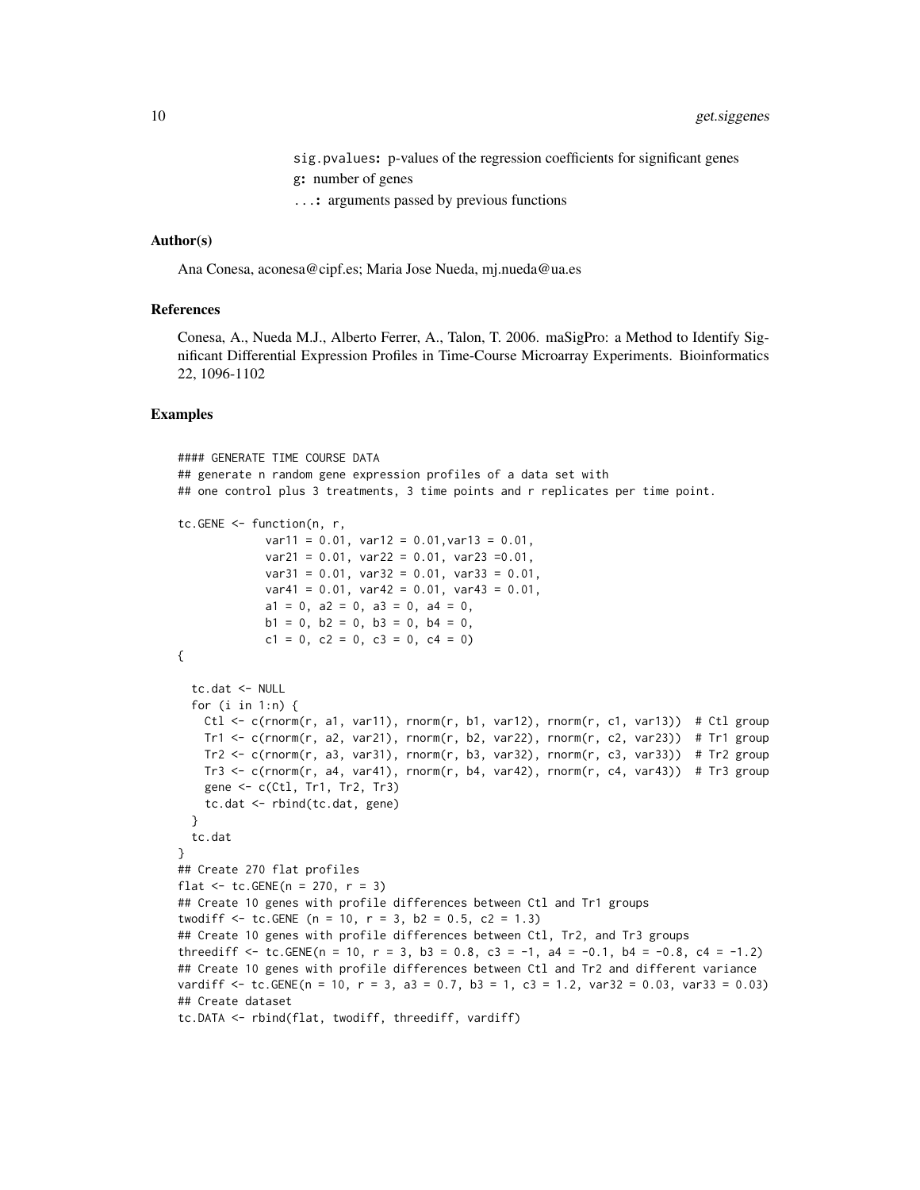sig.pvalues: p-values of the regression coefficients for significant genes

g: number of genes

...: arguments passed by previous functions

### Author(s)

Ana Conesa, aconesa@cipf.es; Maria Jose Nueda, mj.nueda@ua.es

### References

Conesa, A., Nueda M.J., Alberto Ferrer, A., Talon, T. 2006. maSigPro: a Method to Identify Significant Differential Expression Profiles in Time-Course Microarray Experiments. Bioinformatics 22, 1096-1102

### Examples

```
#### GENERATE TIME COURSE DATA
## generate n random gene expression profiles of a data set with
## one control plus 3 treatments, 3 time points and r replicates per time point.

tc.GENE <- function(n, r,
             var11 = 0.01, var12 = 0.01,var13 = 0.01,
             var21 = 0.01, var22 = 0.01, var23 =0.01,
             var31 = 0.01, var32 = 0.01, var33 = 0.01,
             var41 = 0.01, var42 = 0.01, var43 = 0.01,
             a1 = 0, a2 = 0, a3 = 0, a4 = 0,
             b1 = 0, b2 = 0, b3 = 0, b4 = 0,
             c1 = 0, c2 = 0, c3 = 0, c4 = 0)
{

  tc.dat <- NULL
  for (i in 1:n) {
    Ctl <- c(rnorm(r, a1, var11), rnorm(r, b1, var12), rnorm(r, c1, var13))  # Ctl group
    Tr1 <- c(rnorm(r, a2, var21), rnorm(r, b2, var22), rnorm(r, c2, var23))  # Tr1 group
    Tr2 <- c(rnorm(r, a3, var31), rnorm(r, b3, var32), rnorm(r, c3, var33))  # Tr2 group
    Tr3 <- c(rnorm(r, a4, var41), rnorm(r, b4, var42), rnorm(r, c4, var43))  # Tr3 group
    gene <- c(Ctl, Tr1, Tr2, Tr3)
    tc.dat <- rbind(tc.dat, gene)
  }
  tc.dat
}
## Create 270 flat profiles
flat <- tc.GENE(n = 270, r = 3)
## Create 10 genes with profile differences between Ctl and Tr1 groups
twodiff <- tc.GENE (n = 10, r = 3, b2 = 0.5, c2 = 1.3)
## Create 10 genes with profile differences between Ctl, Tr2, and Tr3 groups
threediff <- tc.GENE(n = 10, r = 3, b3 = 0.8, c3 = -1, a4 = -0.1, b4 = -0.8, c4 = -1.2)
## Create 10 genes with profile differences between Ctl and Tr2 and different variance
vardiff <- tc.GENE(n = 10, r = 3, a3 = 0.7, b3 = 1, c3 = 1.2, var32 = 0.03, var33 = 0.03)
## Create dataset
tc.DATA <- rbind(flat, twodiff, threediff, vardiff)
```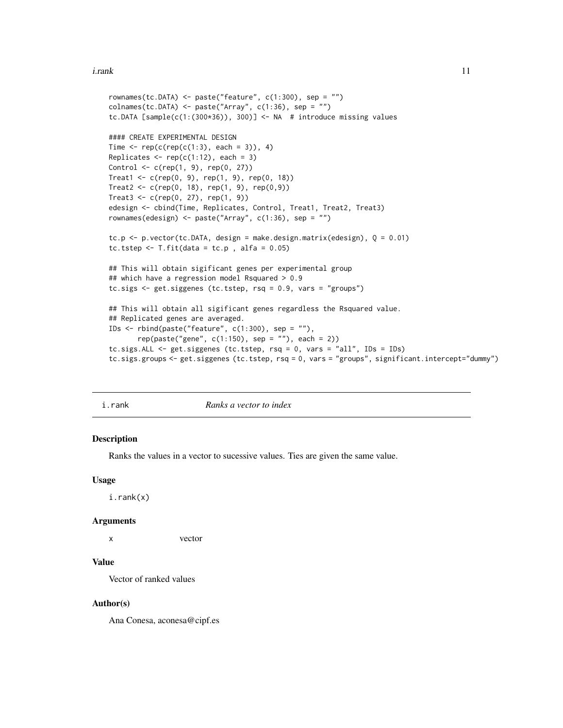```
rownames(tc.DATA) <- paste("feature", c(1:300), sep = "")
colnames(tc.DATA) <- paste("Array", c(1:36), sep = "")
tc.DATA [sample(c(1:(300*36)), 300)] <- NA  # introduce missing values

#### CREATE EXPERIMENTAL DESIGN
Time <- rep(c(rep(c(1:3), each = 3)), 4)
Replicates <- rep(c(1:12), each = 3)
Control <- c(rep(1, 9), rep(0, 27))
Treat1 <- c(rep(0, 9), rep(1, 9), rep(0, 18))
Treat2 <- c(rep(0, 18), rep(1, 9), rep(0,9))
Treat3 <- c(rep(0, 27), rep(1, 9))
edesign <- cbind(Time, Replicates, Control, Treat1, Treat2, Treat3)
rownames(edesign) <- paste("Array", c(1:36), sep = "")

tc.p <- p.vector(tc.DATA, design = make.design.matrix(edesign), Q = 0.01)
tc.tstep <- T.fit(data = tc.p , alfa = 0.05)

## This will obtain sigificant genes per experimental group
## which have a regression model Rsquared > 0.9
tc.sigs <- get.siggenes (tc.tstep, rsq = 0.9, vars = "groups")

## This will obtain all sigificant genes regardless the Rsquared value.
## Replicated genes are averaged.
IDs <- rbind(paste("feature", c(1:300), sep = ""),
      rep(paste("gene", c(1:150), sep = ""), each = 2))
tc.sigs.ALL <- get.siggenes (tc.tstep, rsq = 0, vars = "all", IDs = IDs)
tc.sigs.groups <- get.siggenes (tc.tstep, rsq = 0, vars = "groups", significant.intercept="dummy")
```

---

## i.rank — *Ranks a vector to index*

### Description

Ranks the values in a vector to sucessive values. Ties are given the same value.

### Usage

```
i.rank(x)
```

### Arguments

| | |
|---|---|
| x | vector |

### Value

Vector of ranked values

### Author(s)

Ana Conesa, aconesa@cipf.es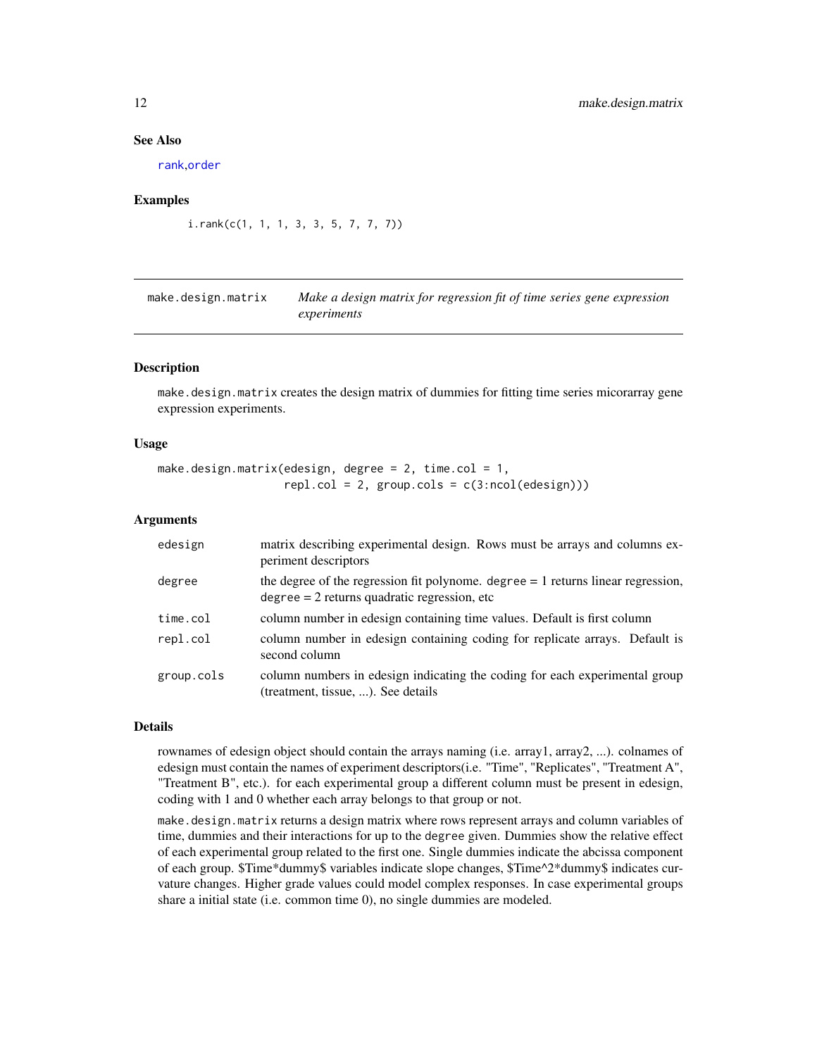### See Also

rank,order

### Examples

```
i.rank(c(1, 1, 1, 3, 3, 5, 7, 7, 7))
```

## make.design.matrix — *Make a design matrix for regression fit of time series gene expression experiments*

### Description

make.design.matrix creates the design matrix of dummies for fitting time series micorarray gene expression experiments.

### Usage

```
make.design.matrix(edesign, degree = 2, time.col = 1,
                   repl.col = 2, group.cols = c(3:ncol(edesign)))
```

### Arguments

| | |
|---|---|
| edesign | matrix describing experimental design. Rows must be arrays and columns experiment descriptors |
| degree | the degree of the regression fit polynome. degree = 1 returns linear regression, degree = 2 returns quadratic regression, etc |
| time.col | column number in edesign containing time values. Default is first column |
| repl.col | column number in edesign containing coding for replicate arrays. Default is second column |
| group.cols | column numbers in edesign indicating the coding for each experimental group (treatment, tissue, ...). See details |

### Details

rownames of edesign object should contain the arrays naming (i.e. array1, array2, ...). colnames of edesign must contain the names of experiment descriptors(i.e. "Time", "Replicates", "Treatment A", "Treatment B", etc.). for each experimental group a different column must be present in edesign, coding with 1 and 0 whether each array belongs to that group or not.

make.design.matrix returns a design matrix where rows represent arrays and column variables of time, dummies and their interactions for up to the degree given. Dummies show the relative effect of each experimental group related to the first one. Single dummies indicate the abcissa component of each group. $Time*dummy$ variables indicate slope changes, $Time^2*dummy$ indicates curvature changes. Higher grade values could model complex responses. In case experimental groups share a initial state (i.e. common time 0), no single dummies are modeled.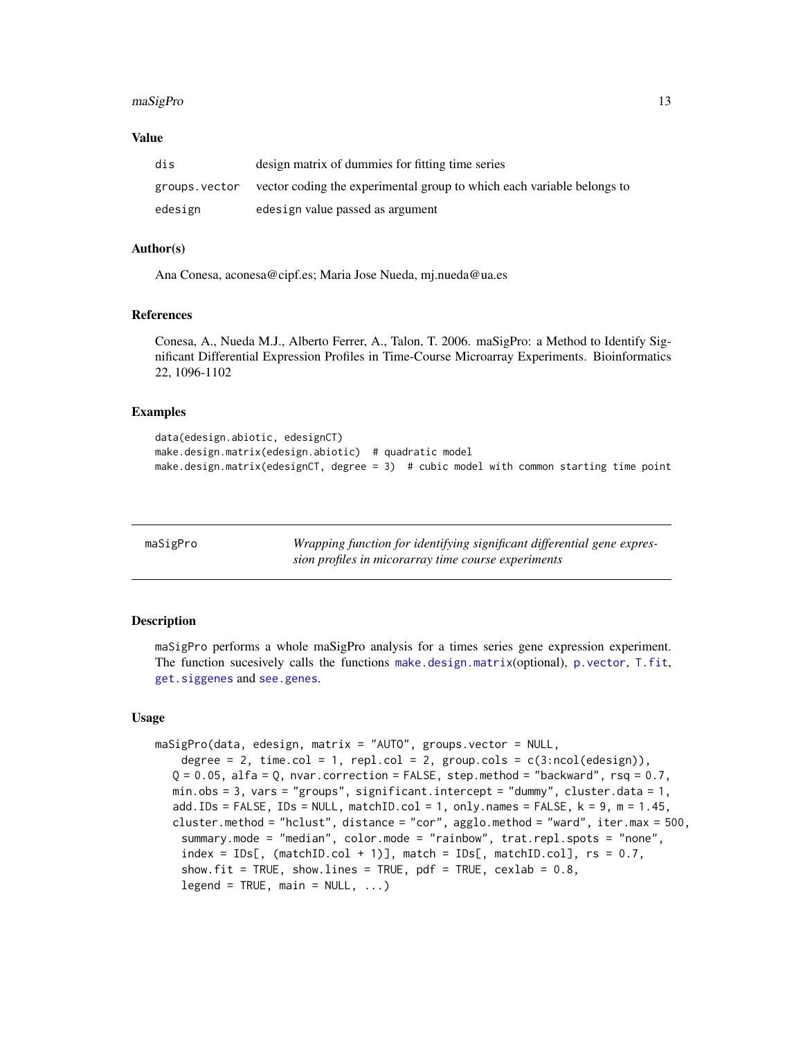## Value

| | |
|---|---|
| dis | design matrix of dummies for fitting time series |
| groups.vector | vector coding the experimental group to which each variable belongs to |
| edesign | edesign value passed as argument |

## Author(s)

Ana Conesa, aconesa@cipf.es; Maria Jose Nueda, mj.nueda@ua.es

## References

Conesa, A., Nueda M.J., Alberto Ferrer, A., Talon, T. 2006. maSigPro: a Method to Identify Significant Differential Expression Profiles in Time-Course Microarray Experiments. Bioinformatics 22, 1096-1102

## Examples

```
data(edesign.abiotic, edesignCT)
make.design.matrix(edesign.abiotic)  # quadratic model
make.design.matrix(edesignCT, degree = 3)  # cubic model with common starting time point
```

---

# maSigPro — *Wrapping function for identifying significant differential gene expression profiles in micorarray time course experiments*

## Description

maSigPro performs a whole maSigPro analysis for a times series gene expression experiment. The function sucesively calls the functions make.design.matrix(optional), p.vector, T.fit, get.siggenes and see.genes.

## Usage

```
maSigPro(data, edesign, matrix = "AUTO", groups.vector = NULL,
    degree = 2, time.col = 1, repl.col = 2, group.cols = c(3:ncol(edesign)),
  Q = 0.05, alfa = Q, nvar.correction = FALSE, step.method = "backward", rsq = 0.7,
  min.obs = 3, vars = "groups", significant.intercept = "dummy", cluster.data = 1,
  add.IDs = FALSE, IDs = NULL, matchID.col = 1, only.names = FALSE, k = 9, m = 1.45,
  cluster.method = "hclust", distance = "cor", agglo.method = "ward", iter.max = 500,
    summary.mode = "median", color.mode = "rainbow", trat.repl.spots = "none",
    index = IDs[, (matchID.col + 1)], match = IDs[, matchID.col], rs = 0.7,
    show.fit = TRUE, show.lines = TRUE, pdf = TRUE, cexlab = 0.8,
    legend = TRUE, main = NULL, ...)
```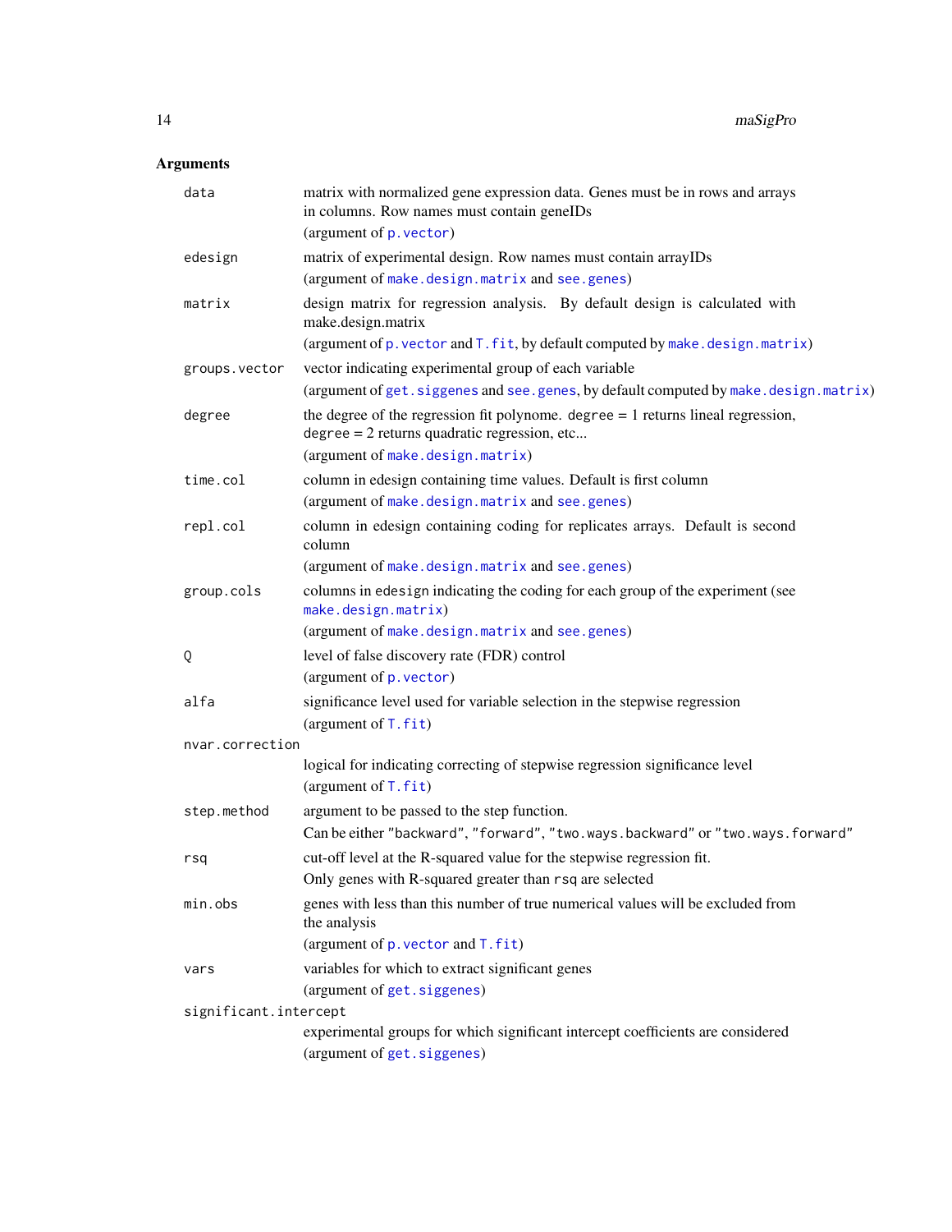### Arguments

| | |
|---|---|
| `data` | matrix with normalized gene expression data. Genes must be in rows and arrays in columns. Row names must contain geneIDs<br>(argument of `p.vector`) |
| `edesign` | matrix of experimental design. Row names must contain arrayIDs<br>(argument of `make.design.matrix` and `see.genes`) |
| `matrix` | design matrix for regression analysis. By default design is calculated with make.design.matrix<br>(argument of `p.vector` and `T.fit`, by default computed by `make.design.matrix`) |
| `groups.vector` | vector indicating experimental group of each variable<br>(argument of `get.siggenes` and `see.genes`, by default computed by `make.design.matrix`) |
| `degree` | the degree of the regression fit polynome. `degree` = 1 returns lineal regression, `degree` = 2 returns quadratic regression, etc...<br>(argument of `make.design.matrix`) |
| `time.col` | column in edesign containing time values. Default is first column<br>(argument of `make.design.matrix` and `see.genes`) |
| `repl.col` | column in edesign containing coding for replicates arrays. Default is second column<br>(argument of `make.design.matrix` and `see.genes`) |
| `group.cols` | columns in `edesign` indicating the coding for each group of the experiment (see `make.design.matrix`)<br>(argument of `make.design.matrix` and `see.genes`) |
| `Q` | level of false discovery rate (FDR) control<br>(argument of `p.vector`) |
| `alfa` | significance level used for variable selection in the stepwise regression<br>(argument of `T.fit`) |
| `nvar.correction` | logical for indicating correcting of stepwise regression significance level<br>(argument of `T.fit`) |
| `step.method` | argument to be passed to the step function.<br>Can be either `"backward"`, `"forward"`, `"two.ways.backward"` or `"two.ways.forward"` |
| `rsq` | cut-off level at the R-squared value for the stepwise regression fit.<br>Only genes with R-squared greater than `rsq` are selected |
| `min.obs` | genes with less than this number of true numerical values will be excluded from the analysis<br>(argument of `p.vector` and `T.fit`) |
| `vars` | variables for which to extract significant genes<br>(argument of `get.siggenes`) |
| `significant.intercept` | experimental groups for which significant intercept coefficients are considered<br>(argument of `get.siggenes`) |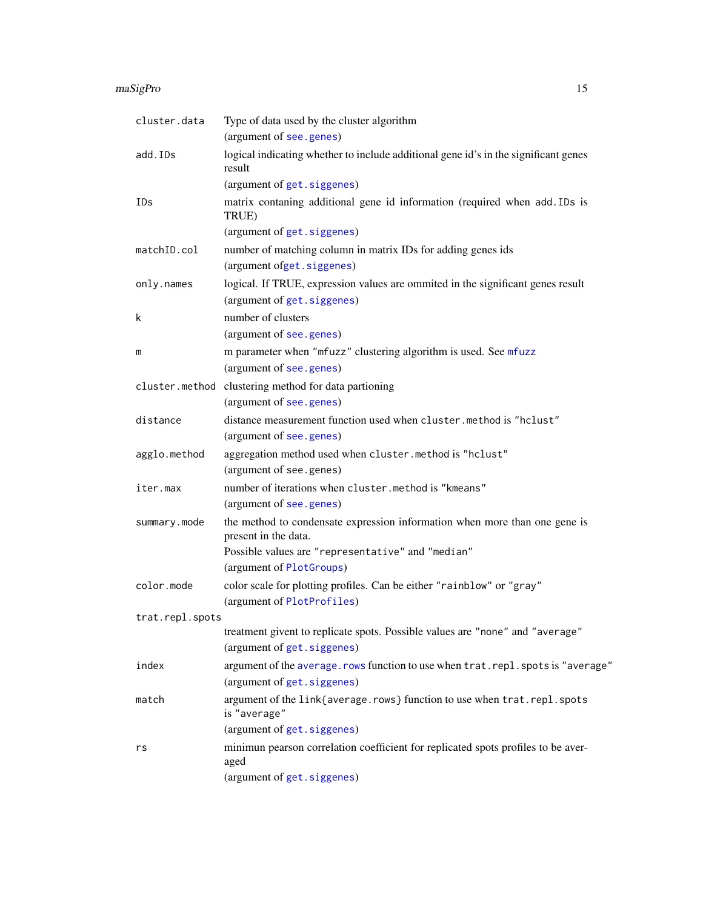`cluster.data`
: Type of data used by the cluster algorithm
(argument of `see.genes`)

`add.IDs`
: logical indicating whether to include additional gene id's in the significant genes result
(argument of `get.siggenes`)

`IDs`
: matrix contaning additional gene id information (required when `add.IDs` is TRUE)
(argument of `get.siggenes`)

`matchID.col`
: number of matching column in matrix IDs for adding genes ids
(argument of`get.siggenes`)

`only.names`
: logical. If TRUE, expression values are ommited in the significant genes result
(argument of `get.siggenes`)

`k`
: number of clusters
(argument of `see.genes`)

`m`
: m parameter when `"mfuzz"` clustering algorithm is used. See `mfuzz`
(argument of `see.genes`)

`cluster.method`
: clustering method for data partioning
(argument of `see.genes`)

`distance`
: distance measurement function used when `cluster.method` is `"hclust"`
(argument of `see.genes`)

`agglo.method`
: aggregation method used when `cluster.method` is `"hclust"`
(argument of `see.genes`)

`iter.max`
: number of iterations when `cluster.method` is `"kmeans"`
(argument of `see.genes`)

`summary.mode`
: the method to condensate expression information when more than one gene is present in the data.
Possible values are `"representative"` and `"median"`
(argument of `PlotGroups`)

`color.mode`
: color scale for plotting profiles. Can be either `"rainblow"` or `"gray"`
(argument of `PlotProfiles`)

`trat.repl.spots`
: treatment givent to replicate spots. Possible values are `"none"` and `"average"`
(argument of `get.siggenes`)

`index`
: argument of the `average.rows` function to use when `trat.repl.spots` is `"average"`
(argument of `get.siggenes`)

`match`
: argument of the `link{average.rows}` function to use when `trat.repl.spots` is `"average"`
(argument of `get.siggenes`)

`rs`
: minimun pearson correlation coefficient for replicated spots profiles to be averaged
(argument of `get.siggenes`)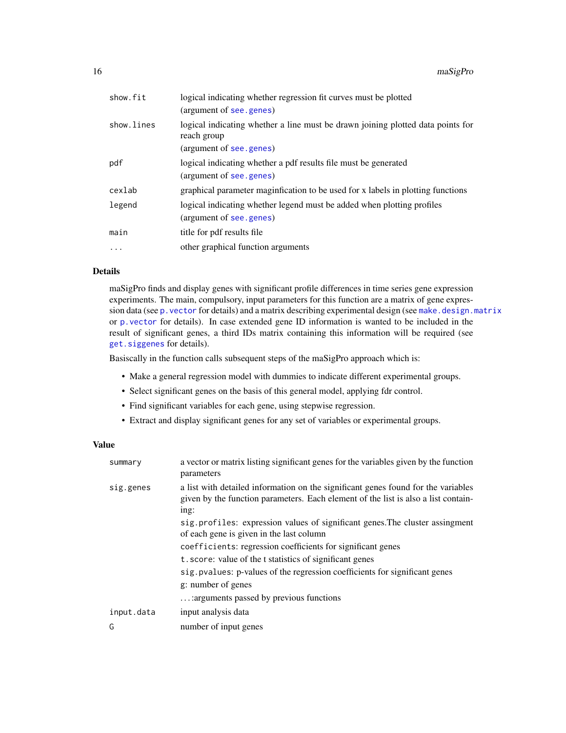| | |
|---|---|
| show.fit | logical indicating whether regression fit curves must be plotted (argument of see.genes) |
| show.lines | logical indicating whether a line must be drawn joining plotted data points for reach group (argument of see.genes) |
| pdf | logical indicating whether a pdf results file must be generated (argument of see.genes) |
| cexlab | graphical parameter maginfication to be used for x labels in plotting functions |
| legend | logical indicating whether legend must be added when plotting profiles (argument of see.genes) |
| main | title for pdf results file |
| ... | other graphical function arguments |

## Details

maSigPro finds and display genes with significant profile differences in time series gene expression experiments. The main, compulsory, input parameters for this function are a matrix of gene expression data (see p.vector for details) and a matrix describing experimental design (see make.design.matrix or p.vector for details). In case extended gene ID information is wanted to be included in the result of significant genes, a third IDs matrix containing this information will be required (see get.siggenes for details).

Basiscally in the function calls subsequent steps of the maSigPro approach which is:

- Make a general regression model with dummies to indicate different experimental groups.
- Select significant genes on the basis of this general model, applying fdr control.
- Find significant variables for each gene, using stepwise regression.
- Extract and display significant genes for any set of variables or experimental groups.

## Value

| | |
|---|---|
| summary | a vector or matrix listing significant genes for the variables given by the function parameters |
| sig.genes | a list with detailed information on the significant genes found for the variables given by the function parameters. Each element of the list is also a list containing:<br>sig.profiles: expression values of significant genes.The cluster assingment of each gene is given in the last column<br>coefficients: regression coefficients for significant genes<br>t.score: value of the t statistics of significant genes<br>sig.pvalues: p-values of the regression coefficients for significant genes<br>g: number of genes<br>...:arguments passed by previous functions |
| input.data | input analysis data |
| G | number of input genes |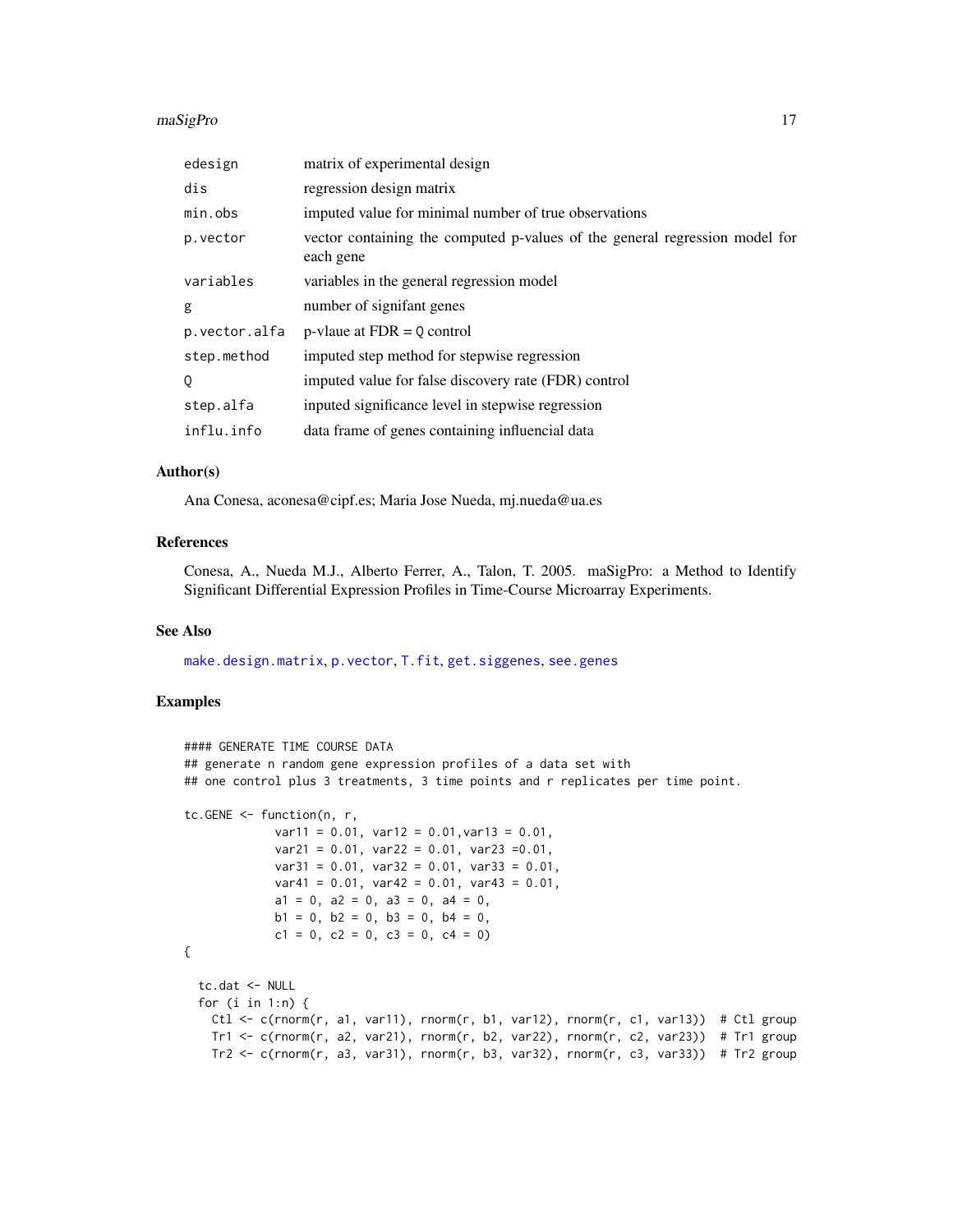| | |
|---|---|
| edesign | matrix of experimental design |
| dis | regression design matrix |
| min.obs | imputed value for minimal number of true observations |
| p.vector | vector containing the computed p-values of the general regression model for each gene |
| variables | variables in the general regression model |
| g | number of signifant genes |
| p.vector.alfa | p-vlaue at FDR = Q control |
| step.method | imputed step method for stepwise regression |
| Q | imputed value for false discovery rate (FDR) control |
| step.alfa | inputed significance level in stepwise regression |
| influ.info | data frame of genes containing influencial data |

### Author(s)

Ana Conesa, aconesa@cipf.es; Maria Jose Nueda, mj.nueda@ua.es

### References

Conesa, A., Nueda M.J., Alberto Ferrer, A., Talon, T. 2005. maSigPro: a Method to Identify Significant Differential Expression Profiles in Time-Course Microarray Experiments.

### See Also

make.design.matrix, p.vector, T.fit, get.siggenes, see.genes

### Examples

```
#### GENERATE TIME COURSE DATA
## generate n random gene expression profiles of a data set with
## one control plus 3 treatments, 3 time points and r replicates per time point.

tc.GENE <- function(n, r,
             var11 = 0.01, var12 = 0.01,var13 = 0.01,
             var21 = 0.01, var22 = 0.01, var23 =0.01,
             var31 = 0.01, var32 = 0.01, var33 = 0.01,
             var41 = 0.01, var42 = 0.01, var43 = 0.01,
             a1 = 0, a2 = 0, a3 = 0, a4 = 0,
             b1 = 0, b2 = 0, b3 = 0, b4 = 0,
             c1 = 0, c2 = 0, c3 = 0, c4 = 0)
{

  tc.dat <- NULL
  for (i in 1:n) {
    Ctl <- c(rnorm(r, a1, var11), rnorm(r, b1, var12), rnorm(r, c1, var13))  # Ctl group
    Tr1 <- c(rnorm(r, a2, var21), rnorm(r, b2, var22), rnorm(r, c2, var23))  # Tr1 group
    Tr2 <- c(rnorm(r, a3, var31), rnorm(r, b3, var32), rnorm(r, c3, var33))  # Tr2 group
```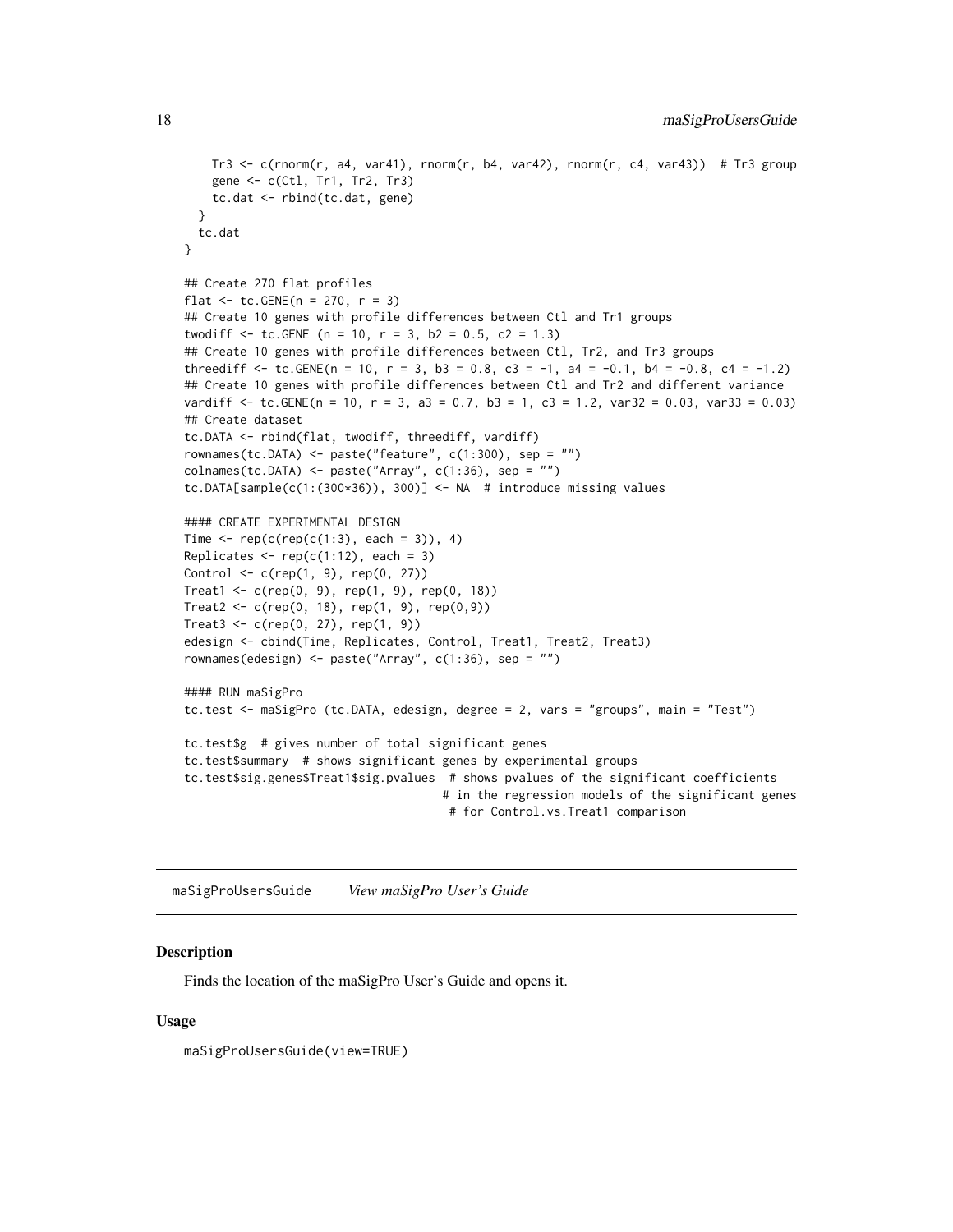```
    Tr3 <- c(rnorm(r, a4, var41), rnorm(r, b4, var42), rnorm(r, c4, var43))  # Tr3 group
    gene <- c(Ctl, Tr1, Tr2, Tr3)
    tc.dat <- rbind(tc.dat, gene)
  }
  tc.dat
}

## Create 270 flat profiles
flat <- tc.GENE(n = 270, r = 3)
## Create 10 genes with profile differences between Ctl and Tr1 groups
twodiff <- tc.GENE (n = 10, r = 3, b2 = 0.5, c2 = 1.3)
## Create 10 genes with profile differences between Ctl, Tr2, and Tr3 groups
threediff <- tc.GENE(n = 10, r = 3, b3 = 0.8, c3 = -1, a4 = -0.1, b4 = -0.8, c4 = -1.2)
## Create 10 genes with profile differences between Ctl and Tr2 and different variance
vardiff <- tc.GENE(n = 10, r = 3, a3 = 0.7, b3 = 1, c3 = 1.2, var32 = 0.03, var33 = 0.03)
## Create dataset
tc.DATA <- rbind(flat, twodiff, threediff, vardiff)
rownames(tc.DATA) <- paste("feature", c(1:300), sep = "")
colnames(tc.DATA) <- paste("Array", c(1:36), sep = "")
tc.DATA[sample(c(1:(300*36)), 300)] <- NA  # introduce missing values

#### CREATE EXPERIMENTAL DESIGN
Time <- rep(c(rep(c(1:3), each = 3)), 4)
Replicates <- rep(c(1:12), each = 3)
Control <- c(rep(1, 9), rep(0, 27))
Treat1 <- c(rep(0, 9), rep(1, 9), rep(0, 18))
Treat2 <- c(rep(0, 18), rep(1, 9), rep(0,9))
Treat3 <- c(rep(0, 27), rep(1, 9))
edesign <- cbind(Time, Replicates, Control, Treat1, Treat2, Treat3)
rownames(edesign) <- paste("Array", c(1:36), sep = "")

#### RUN maSigPro
tc.test <- maSigPro (tc.DATA, edesign, degree = 2, vars = "groups", main = "Test")

tc.test$g  # gives number of total significant genes
tc.test$summary  # shows significant genes by experimental groups
tc.test$sig.genes$Treat1$sig.pvalues  # shows pvalues of the significant coefficients
                                      # in the regression models of the significant genes
                                       # for Control.vs.Treat1 comparison
```

---

maSigProUsersGuide    *View maSigPro User's Guide*

---

### Description

Finds the location of the maSigPro User's Guide and opens it.

### Usage

```
maSigProUsersGuide(view=TRUE)
```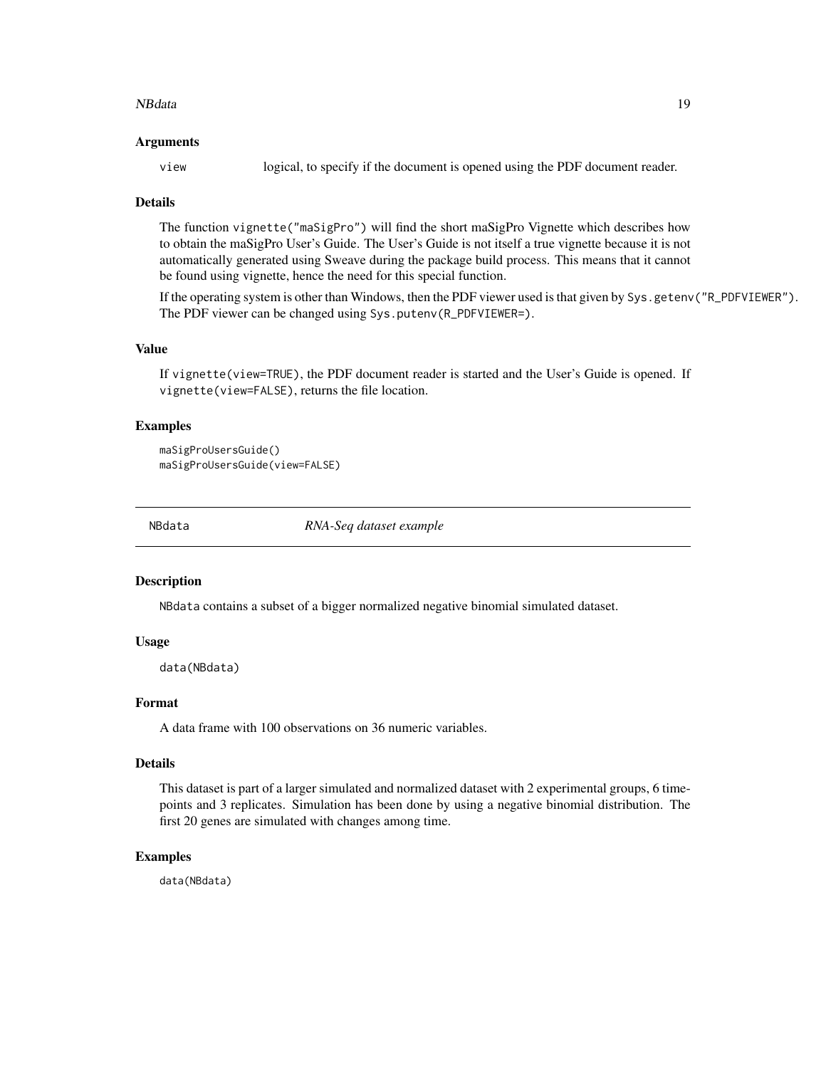### Arguments

`view` logical, to specify if the document is opened using the PDF document reader.

### Details

The function `vignette("maSigPro")` will find the short maSigPro Vignette which describes how to obtain the maSigPro User's Guide. The User's Guide is not itself a true vignette because it is not automatically generated using Sweave during the package build process. This means that it cannot be found using vignette, hence the need for this special function.

If the operating system is other than Windows, then the PDF viewer used is that given by `Sys.getenv("R_PDFVIEWER")`. The PDF viewer can be changed using `Sys.putenv(R_PDFVIEWER=)`.

### Value

If `vignette(view=TRUE)`, the PDF document reader is started and the User's Guide is opened. If `vignette(view=FALSE)`, returns the file location.

### Examples

```
maSigProUsersGuide()
maSigProUsersGuide(view=FALSE)
```

---

## NBdata *RNA-Seq dataset example*

---

### Description

`NBdata` contains a subset of a bigger normalized negative binomial simulated dataset.

### Usage

```
data(NBdata)
```

### Format

A data frame with 100 observations on 36 numeric variables.

### Details

This dataset is part of a larger simulated and normalized dataset with 2 experimental groups, 6 time-points and 3 replicates. Simulation has been done by using a negative binomial distribution. The first 20 genes are simulated with changes among time.

### Examples

```
data(NBdata)
```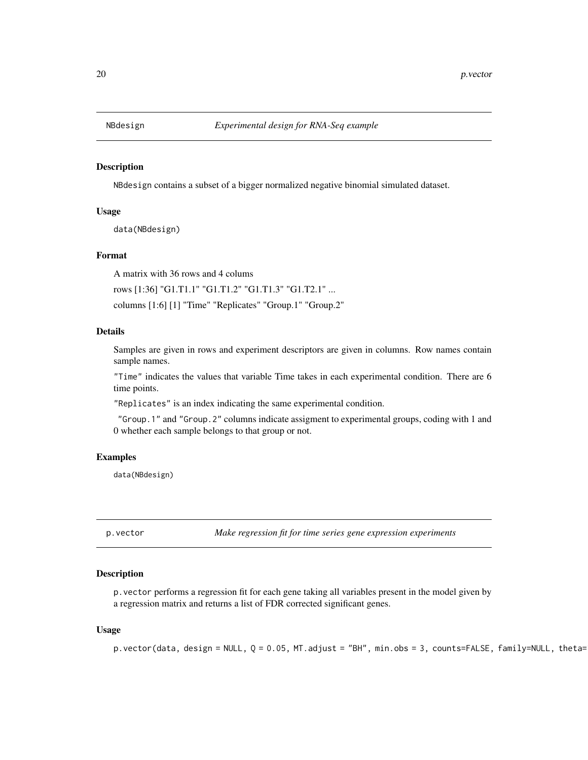## NBdesign *Experimental design for RNA-Seq example*

### Description

NBdesign contains a subset of a bigger normalized negative binomial simulated dataset.

### Usage

```
data(NBdesign)
```

### Format

A matrix with 36 rows and 4 colums

rows [1:36] "G1.T1.1" "G1.T1.2" "G1.T1.3" "G1.T2.1" ...

columns [1:6] [1] "Time" "Replicates" "Group.1" "Group.2"

### Details

Samples are given in rows and experiment descriptors are given in columns. Row names contain sample names.

"Time" indicates the values that variable Time takes in each experimental condition. There are 6 time points.

"Replicates" is an index indicating the same experimental condition.

"Group.1" and "Group.2" columns indicate assigment to experimental groups, coding with 1 and 0 whether each sample belongs to that group or not.

### Examples

```
data(NBdesign)
```

## p.vector *Make regression fit for time series gene expression experiments*

### Description

p.vector performs a regression fit for each gene taking all variables present in the model given by a regression matrix and returns a list of FDR corrected significant genes.

### Usage

```
p.vector(data, design = NULL, Q = 0.05, MT.adjust = "BH", min.obs = 3, counts=FALSE, family=NULL, theta=
```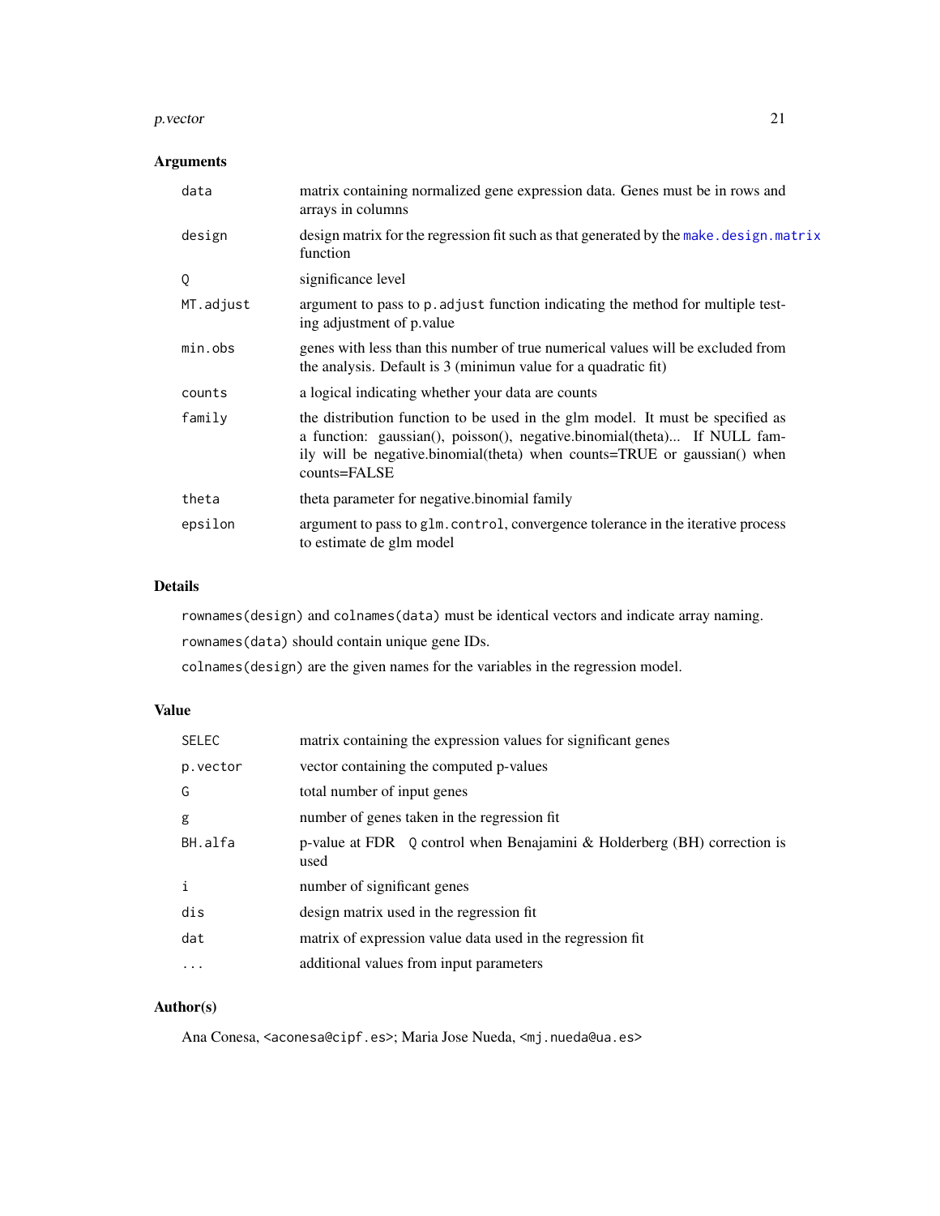## Arguments

| | |
|---|---|
| `data` | matrix containing normalized gene expression data. Genes must be in rows and arrays in columns |
| `design` | design matrix for the regression fit such as that generated by the `make.design.matrix` function |
| `Q` | significance level |
| `MT.adjust` | argument to pass to `p.adjust` function indicating the method for multiple testing adjustment of p.value |
| `min.obs` | genes with less than this number of true numerical values will be excluded from the analysis. Default is 3 (minimun value for a quadratic fit) |
| `counts` | a logical indicating whether your data are counts |
| `family` | the distribution function to be used in the glm model. It must be specified as a function: gaussian(), poisson(), negative.binomial(theta)... If NULL family will be negative.binomial(theta) when counts=TRUE or gaussian() when counts=FALSE |
| `theta` | theta parameter for negative.binomial family |
| `epsilon` | argument to pass to `glm.control`, convergence tolerance in the iterative process to estimate de glm model |

## Details

`rownames(design)` and `colnames(data)` must be identical vectors and indicate array naming.

`rownames(data)` should contain unique gene IDs.

`colnames(design)` are the given names for the variables in the regression model.

## Value

| | |
|---|---|
| `SELEC` | matrix containing the expression values for significant genes |
| `p.vector` | vector containing the computed p-values |
| `G` | total number of input genes |
| `g` | number of genes taken in the regression fit |
| `BH.alfa` | p-value at FDR `Q` control when Benajamini & Holderberg (BH) correction is used |
| `i` | number of significant genes |
| `dis` | design matrix used in the regression fit |
| `dat` | matrix of expression value data used in the regression fit |
| `...` | additional values from input parameters |

## Author(s)

Ana Conesa, `<aconesa@cipf.es>`; Maria Jose Nueda, `<mj.nueda@ua.es>`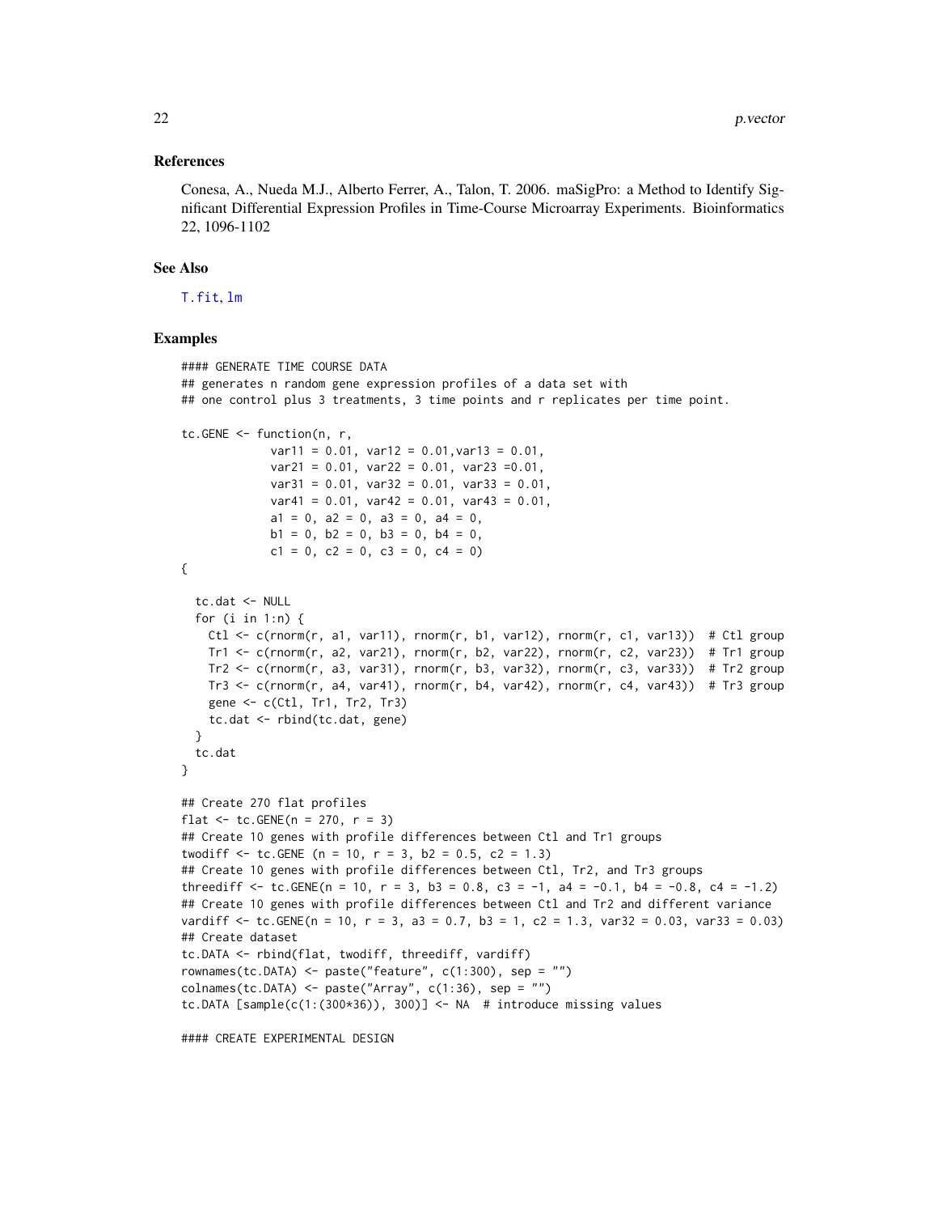### References

Conesa, A., Nueda M.J., Alberto Ferrer, A., Talon, T. 2006. maSigPro: a Method to Identify Significant Differential Expression Profiles in Time-Course Microarray Experiments. Bioinformatics 22, 1096-1102

### See Also

T.fit, lm

### Examples

```
#### GENERATE TIME COURSE DATA
## generates n random gene expression profiles of a data set with
## one control plus 3 treatments, 3 time points and r replicates per time point.

tc.GENE <- function(n, r,
             var11 = 0.01, var12 = 0.01,var13 = 0.01,
             var21 = 0.01, var22 = 0.01, var23 =0.01,
             var31 = 0.01, var32 = 0.01, var33 = 0.01,
             var41 = 0.01, var42 = 0.01, var43 = 0.01,
             a1 = 0, a2 = 0, a3 = 0, a4 = 0,
             b1 = 0, b2 = 0, b3 = 0, b4 = 0,
             c1 = 0, c2 = 0, c3 = 0, c4 = 0)
{

  tc.dat <- NULL
  for (i in 1:n) {
    Ctl <- c(rnorm(r, a1, var11), rnorm(r, b1, var12), rnorm(r, c1, var13))  # Ctl group
    Tr1 <- c(rnorm(r, a2, var21), rnorm(r, b2, var22), rnorm(r, c2, var23))  # Tr1 group
    Tr2 <- c(rnorm(r, a3, var31), rnorm(r, b3, var32), rnorm(r, c3, var33))  # Tr2 group
    Tr3 <- c(rnorm(r, a4, var41), rnorm(r, b4, var42), rnorm(r, c4, var43))  # Tr3 group
    gene <- c(Ctl, Tr1, Tr2, Tr3)
    tc.dat <- rbind(tc.dat, gene)
  }
  tc.dat
}

## Create 270 flat profiles
flat <- tc.GENE(n = 270, r = 3)
## Create 10 genes with profile differences between Ctl and Tr1 groups
twodiff <- tc.GENE (n = 10, r = 3, b2 = 0.5, c2 = 1.3)
## Create 10 genes with profile differences between Ctl, Tr2, and Tr3 groups
threediff <- tc.GENE(n = 10, r = 3, b3 = 0.8, c3 = -1, a4 = -0.1, b4 = -0.8, c4 = -1.2)
## Create 10 genes with profile differences between Ctl and Tr2 and different variance
vardiff <- tc.GENE(n = 10, r = 3, a3 = 0.7, b3 = 1, c2 = 1.3, var32 = 0.03, var33 = 0.03)
## Create dataset
tc.DATA <- rbind(flat, twodiff, threediff, vardiff)
rownames(tc.DATA) <- paste("feature", c(1:300), sep = "")
colnames(tc.DATA) <- paste("Array", c(1:36), sep = "")
tc.DATA [sample(c(1:(300*36)), 300)] <- NA  # introduce missing values

#### CREATE EXPERIMENTAL DESIGN
```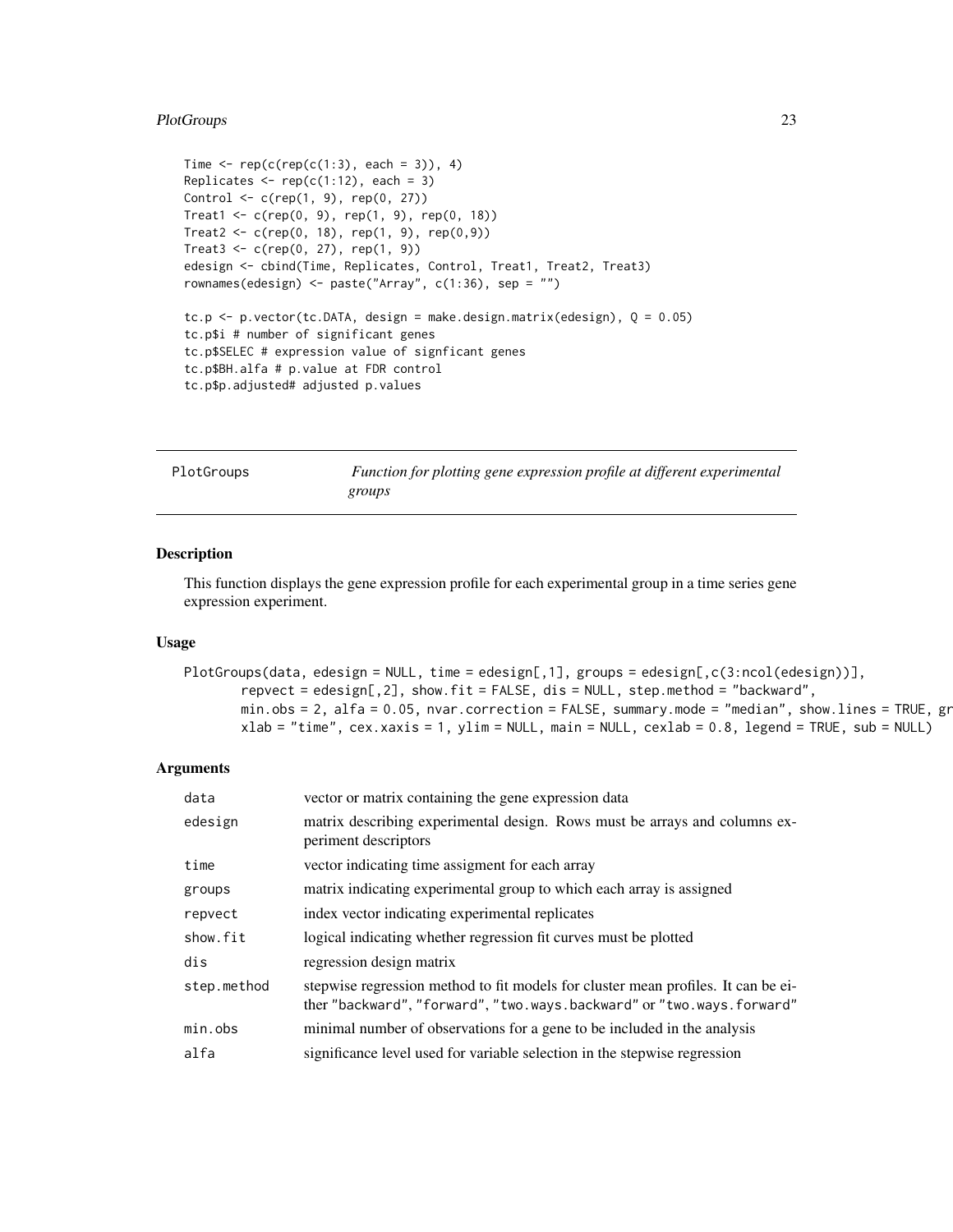```
Time <- rep(c(rep(c(1:3), each = 3)), 4)
Replicates <- rep(c(1:12), each = 3)
Control <- c(rep(1, 9), rep(0, 27))
Treat1 <- c(rep(0, 9), rep(1, 9), rep(0, 18))
Treat2 <- c(rep(0, 18), rep(1, 9), rep(0,9))
Treat3 <- c(rep(0, 27), rep(1, 9))
edesign <- cbind(Time, Replicates, Control, Treat1, Treat2, Treat3)
rownames(edesign) <- paste("Array", c(1:36), sep = "")

tc.p <- p.vector(tc.DATA, design = make.design.matrix(edesign), Q = 0.05)
tc.p$i # number of significant genes
tc.p$SELEC # expression value of signficant genes
tc.p$BH.alfa # p.value at FDR control
tc.p$p.adjusted# adjusted p.values
```

## PlotGroups — *Function for plotting gene expression profile at different experimental groups*

### Description

This function displays the gene expression profile for each experimental group in a time series gene expression experiment.

### Usage

```
PlotGroups(data, edesign = NULL, time = edesign[,1], groups = edesign[,c(3:ncol(edesign))],
       repvect = edesign[,2], show.fit = FALSE, dis = NULL, step.method = "backward",
       min.obs = 2, alfa = 0.05, nvar.correction = FALSE, summary.mode = "median", show.lines = TRUE, gr
       xlab = "time", cex.xaxis = 1, ylim = NULL, main = NULL, cexlab = 0.8, legend = TRUE, sub = NULL)
```

### Arguments

| | |
|---|---|
| data | vector or matrix containing the gene expression data |
| edesign | matrix describing experimental design. Rows must be arrays and columns experiment descriptors |
| time | vector indicating time assigment for each array |
| groups | matrix indicating experimental group to which each array is assigned |
| repvect | index vector indicating experimental replicates |
| show.fit | logical indicating whether regression fit curves must be plotted |
| dis | regression design matrix |
| step.method | stepwise regression method to fit models for cluster mean profiles. It can be either "backward", "forward", "two.ways.backward" or "two.ways.forward" |
| min.obs | minimal number of observations for a gene to be included in the analysis |
| alfa | significance level used for variable selection in the stepwise regression |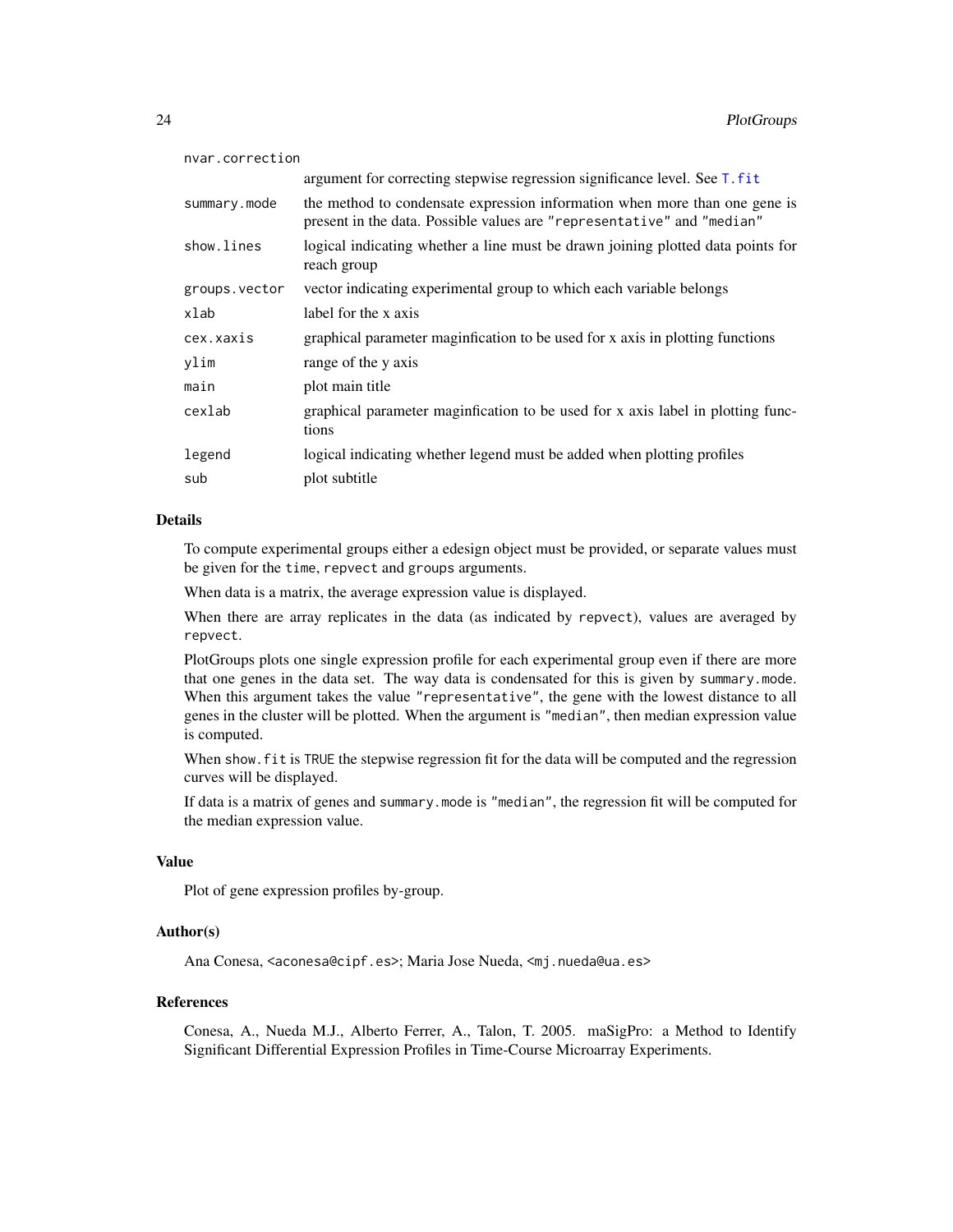| | |
|---|---|
| nvar.correction | argument for correcting stepwise regression significance level. See T.fit |
| summary.mode | the method to condensate expression information when more than one gene is present in the data. Possible values are "representative" and "median" |
| show.lines | logical indicating whether a line must be drawn joining plotted data points for reach group |
| groups.vector | vector indicating experimental group to which each variable belongs |
| xlab | label for the x axis |
| cex.xaxis | graphical parameter maginfication to be used for x axis in plotting functions |
| ylim | range of the y axis |
| main | plot main title |
| cexlab | graphical parameter maginfication to be used for x axis label in plotting functions |
| legend | logical indicating whether legend must be added when plotting profiles |
| sub | plot subtitle |

## Details

To compute experimental groups either a edesign object must be provided, or separate values must be given for the `time`, `repvect` and `groups` arguments.

When data is a matrix, the average expression value is displayed.

When there are array replicates in the data (as indicated by `repvect`), values are averaged by `repvect`.

PlotGroups plots one single expression profile for each experimental group even if there are more that one genes in the data set. The way data is condensated for this is given by `summary.mode`. When this argument takes the value `"representative"`, the gene with the lowest distance to all genes in the cluster will be plotted. When the argument is `"median"`, then median expression value is computed.

When `show.fit` is `TRUE` the stepwise regression fit for the data will be computed and the regression curves will be displayed.

If data is a matrix of genes and `summary.mode` is `"median"`, the regression fit will be computed for the median expression value.

## Value

Plot of gene expression profiles by-group.

## Author(s)

Ana Conesa, <aconesa@cipf.es>; Maria Jose Nueda, <mj.nueda@ua.es>

## References

Conesa, A., Nueda M.J., Alberto Ferrer, A., Talon, T. 2005. maSigPro: a Method to Identify Significant Differential Expression Profiles in Time-Course Microarray Experiments.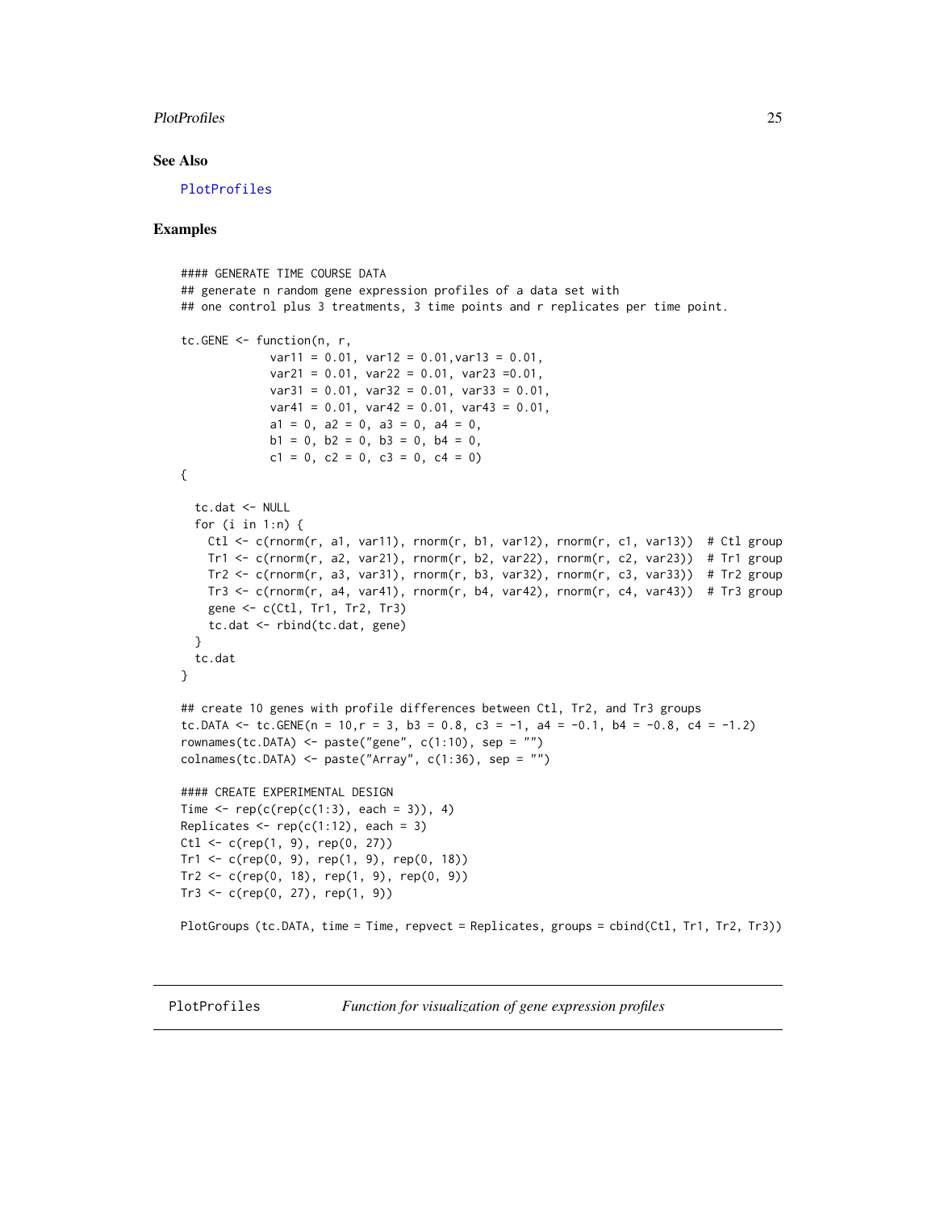## See Also

PlotProfiles

## Examples

```
#### GENERATE TIME COURSE DATA
## generate n random gene expression profiles of a data set with
## one control plus 3 treatments, 3 time points and r replicates per time point.

tc.GENE <- function(n, r,
             var11 = 0.01, var12 = 0.01,var13 = 0.01,
             var21 = 0.01, var22 = 0.01, var23 =0.01,
             var31 = 0.01, var32 = 0.01, var33 = 0.01,
             var41 = 0.01, var42 = 0.01, var43 = 0.01,
             a1 = 0, a2 = 0, a3 = 0, a4 = 0,
             b1 = 0, b2 = 0, b3 = 0, b4 = 0,
             c1 = 0, c2 = 0, c3 = 0, c4 = 0)
{

  tc.dat <- NULL
  for (i in 1:n) {
    Ctl <- c(rnorm(r, a1, var11), rnorm(r, b1, var12), rnorm(r, c1, var13))  # Ctl group
    Tr1 <- c(rnorm(r, a2, var21), rnorm(r, b2, var22), rnorm(r, c2, var23))  # Tr1 group
    Tr2 <- c(rnorm(r, a3, var31), rnorm(r, b3, var32), rnorm(r, c3, var33))  # Tr2 group
    Tr3 <- c(rnorm(r, a4, var41), rnorm(r, b4, var42), rnorm(r, c4, var43))  # Tr3 group
    gene <- c(Ctl, Tr1, Tr2, Tr3)
    tc.dat <- rbind(tc.dat, gene)
  }
  tc.dat
}

## create 10 genes with profile differences between Ctl, Tr2, and Tr3 groups
tc.DATA <- tc.GENE(n = 10,r = 3, b3 = 0.8, c3 = -1, a4 = -0.1, b4 = -0.8, c4 = -1.2)
rownames(tc.DATA) <- paste("gene", c(1:10), sep = "")
colnames(tc.DATA) <- paste("Array", c(1:36), sep = "")

#### CREATE EXPERIMENTAL DESIGN
Time <- rep(c(rep(c(1:3), each = 3)), 4)
Replicates <- rep(c(1:12), each = 3)
Ctl <- c(rep(1, 9), rep(0, 27))
Tr1 <- c(rep(0, 9), rep(1, 9), rep(0, 18))
Tr2 <- c(rep(0, 18), rep(1, 9), rep(0, 9))
Tr3 <- c(rep(0, 27), rep(1, 9))

PlotGroups (tc.DATA, time = Time, repvect = Replicates, groups = cbind(Ctl, Tr1, Tr2, Tr3))
```

---

PlotProfiles *Function for visualization of gene expression profiles*

---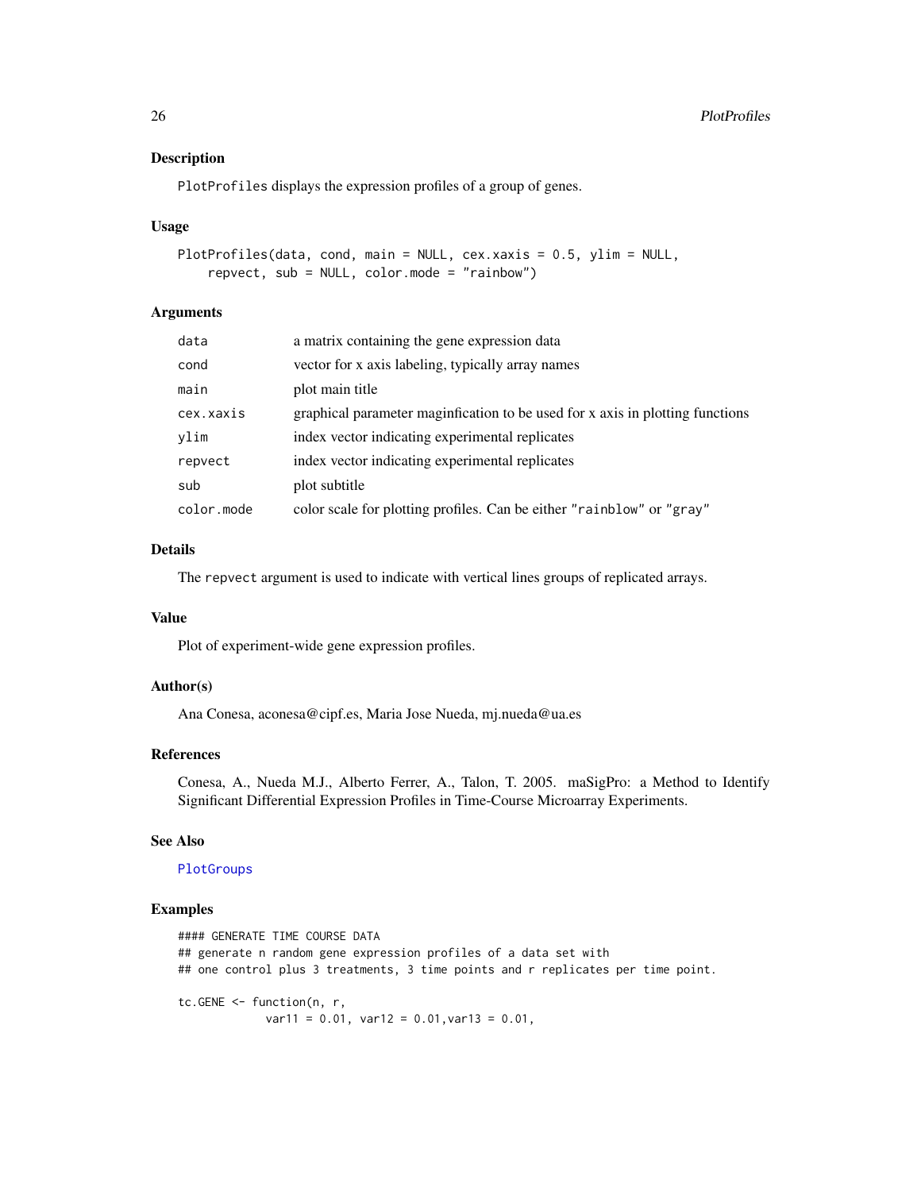## Description

PlotProfiles displays the expression profiles of a group of genes.

## Usage

```
PlotProfiles(data, cond, main = NULL, cex.xaxis = 0.5, ylim = NULL,
    repvect, sub = NULL, color.mode = "rainbow")
```

## Arguments

| | |
|---|---|
| data | a matrix containing the gene expression data |
| cond | vector for x axis labeling, typically array names |
| main | plot main title |
| cex.xaxis | graphical parameter maginfication to be used for x axis in plotting functions |
| ylim | index vector indicating experimental replicates |
| repvect | index vector indicating experimental replicates |
| sub | plot subtitle |
| color.mode | color scale for plotting profiles. Can be either "rainblow" or "gray" |

## Details

The repvect argument is used to indicate with vertical lines groups of replicated arrays.

## Value

Plot of experiment-wide gene expression profiles.

## Author(s)

Ana Conesa, aconesa@cipf.es, Maria Jose Nueda, mj.nueda@ua.es

## References

Conesa, A., Nueda M.J., Alberto Ferrer, A., Talon, T. 2005. maSigPro: a Method to Identify Significant Differential Expression Profiles in Time-Course Microarray Experiments.

## See Also

PlotGroups

## Examples

```
#### GENERATE TIME COURSE DATA
## generate n random gene expression profiles of a data set with
## one control plus 3 treatments, 3 time points and r replicates per time point.

tc.GENE <- function(n, r,
            var11 = 0.01, var12 = 0.01,var13 = 0.01,
```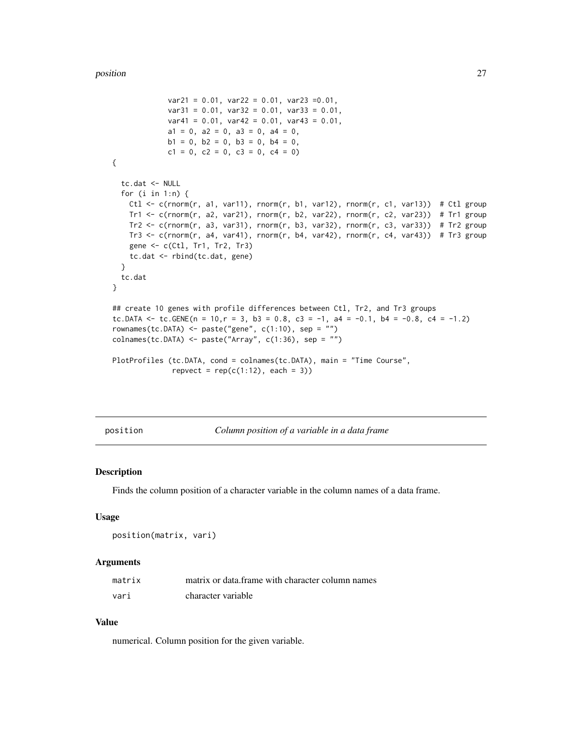```
             var21 = 0.01, var22 = 0.01, var23 =0.01,
             var31 = 0.01, var32 = 0.01, var33 = 0.01,
             var41 = 0.01, var42 = 0.01, var43 = 0.01,
             a1 = 0, a2 = 0, a3 = 0, a4 = 0,
             b1 = 0, b2 = 0, b3 = 0, b4 = 0,
             c1 = 0, c2 = 0, c3 = 0, c4 = 0)
{

  tc.dat <- NULL
  for (i in 1:n) {
    Ctl <- c(rnorm(r, a1, var11), rnorm(r, b1, var12), rnorm(r, c1, var13))  # Ctl group
    Tr1 <- c(rnorm(r, a2, var21), rnorm(r, b2, var22), rnorm(r, c2, var23))  # Tr1 group
    Tr2 <- c(rnorm(r, a3, var31), rnorm(r, b3, var32), rnorm(r, c3, var33))  # Tr2 group
    Tr3 <- c(rnorm(r, a4, var41), rnorm(r, b4, var42), rnorm(r, c4, var43))  # Tr3 group
    gene <- c(Ctl, Tr1, Tr2, Tr3)
    tc.dat <- rbind(tc.dat, gene)
  }
  tc.dat
}

## create 10 genes with profile differences between Ctl, Tr2, and Tr3 groups
tc.DATA <- tc.GENE(n = 10,r = 3, b3 = 0.8, c3 = -1, a4 = -0.1, b4 = -0.8, c4 = -1.2)
rownames(tc.DATA) <- paste("gene", c(1:10), sep = "")
colnames(tc.DATA) <- paste("Array", c(1:36), sep = "")

PlotProfiles (tc.DATA, cond = colnames(tc.DATA), main = "Time Course",
              repvect = rep(c(1:12), each = 3))
```

---

`position` *Column position of a variable in a data frame*

---

## Description

Finds the column position of a character variable in the column names of a data frame.

## Usage

```
position(matrix, vari)
```

## Arguments

| | |
|---|---|
| `matrix` | matrix or data.frame with character column names |
| `vari` | character variable |

## Value

numerical. Column position for the given variable.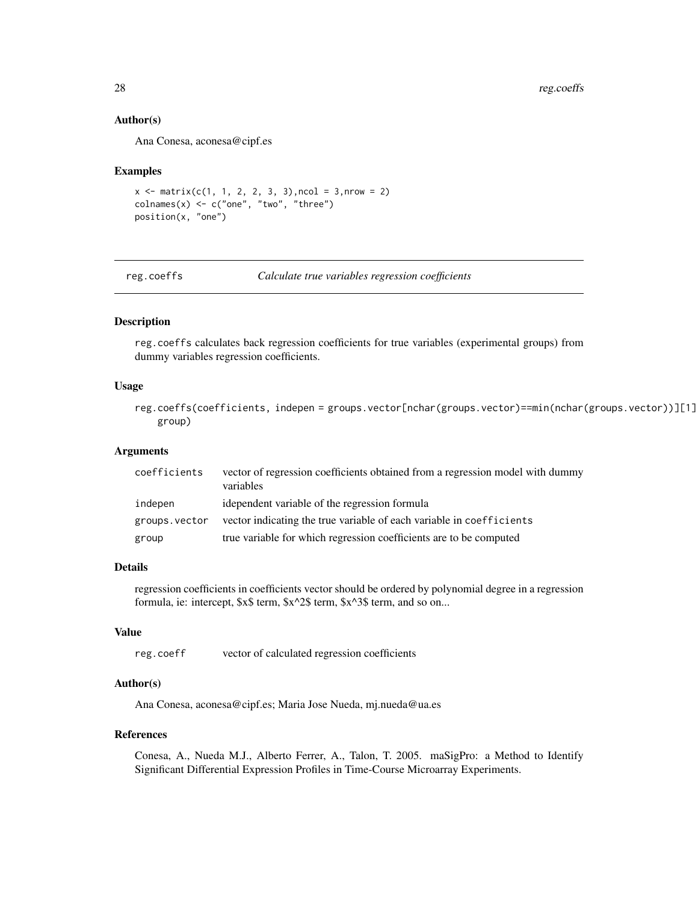### Author(s)

Ana Conesa, aconesa@cipf.es

### Examples

```
x <- matrix(c(1, 1, 2, 2, 3, 3),ncol = 3,nrow = 2)
colnames(x) <- c("one", "two", "three")
position(x, "one")
```

---

## reg.coeffs — *Calculate true variables regression coefficients*

### Description

reg.coeffs calculates back regression coefficients for true variables (experimental groups) from dummy variables regression coefficients.

### Usage

```
reg.coeffs(coefficients, indepen = groups.vector[nchar(groups.vector)==min(nchar(groups.vector))][1]
    group)
```

### Arguments

| | |
|---|---|
| coefficients | vector of regression coefficients obtained from a regression model with dummy variables |
| indepen | idependent variable of the regression formula |
| groups.vector | vector indicating the true variable of each variable in coefficients |
| group | true variable for which regression coefficients are to be computed |

### Details

regression coefficients in coefficients vector should be ordered by polynomial degree in a regression formula, ie: intercept, $x$ term, $x^2$ term, $x^3$ term, and so on...

### Value

| | |
|---|---|
| reg.coeff | vector of calculated regression coefficients |

### Author(s)

Ana Conesa, aconesa@cipf.es; Maria Jose Nueda, mj.nueda@ua.es

### References

Conesa, A., Nueda M.J., Alberto Ferrer, A., Talon, T. 2005. maSigPro: a Method to Identify Significant Differential Expression Profiles in Time-Course Microarray Experiments.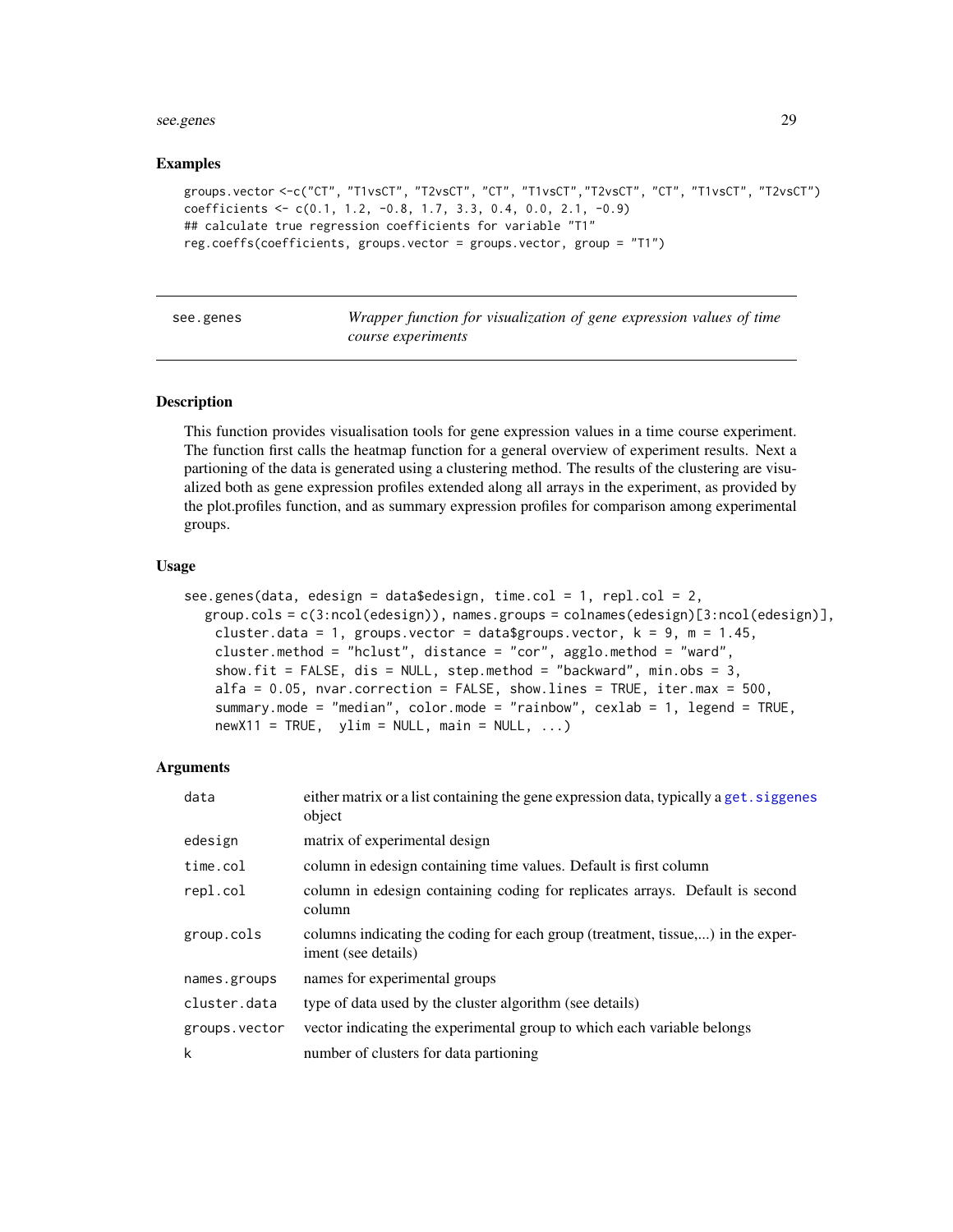### Examples

```
groups.vector <-c("CT", "T1vsCT", "T2vsCT", "CT", "T1vsCT","T2vsCT", "CT", "T1vsCT", "T2vsCT")
coefficients <- c(0.1, 1.2, -0.8, 1.7, 3.3, 0.4, 0.0, 2.1, -0.9)
## calculate true regression coefficients for variable "T1"
reg.coeffs(coefficients, groups.vector = groups.vector, group = "T1")
```

---

## see.genes — *Wrapper function for visualization of gene expression values of time course experiments*

---

### Description

This function provides visualisation tools for gene expression values in a time course experiment. The function first calls the heatmap function for a general overview of experiment results. Next a partioning of the data is generated using a clustering method. The results of the clustering are visualized both as gene expression profiles extended along all arrays in the experiment, as provided by the plot.profiles function, and as summary expression profiles for comparison among experimental groups.

### Usage

```
see.genes(data, edesign = data$edesign, time.col = 1, repl.col = 2,
  group.cols = c(3:ncol(edesign)), names.groups = colnames(edesign)[3:ncol(edesign)],
   cluster.data = 1, groups.vector = data$groups.vector, k = 9, m = 1.45,
   cluster.method = "hclust", distance = "cor", agglo.method = "ward",
   show.fit = FALSE, dis = NULL, step.method = "backward", min.obs = 3,
   alfa = 0.05, nvar.correction = FALSE, show.lines = TRUE, iter.max = 500,
   summary.mode = "median", color.mode = "rainbow", cexlab = 1, legend = TRUE,
   newX11 = TRUE,  ylim = NULL, main = NULL, ...)
```

### Arguments

| | |
|---|---|
| `data` | either matrix or a list containing the gene expression data, typically a `get.siggenes` object |
| `edesign` | matrix of experimental design |
| `time.col` | column in edesign containing time values. Default is first column |
| `repl.col` | column in edesign containing coding for replicates arrays. Default is second column |
| `group.cols` | columns indicating the coding for each group (treatment, tissue,...) in the experiment (see details) |
| `names.groups` | names for experimental groups |
| `cluster.data` | type of data used by the cluster algorithm (see details) |
| `groups.vector` | vector indicating the experimental group to which each variable belongs |
| `k` | number of clusters for data partioning |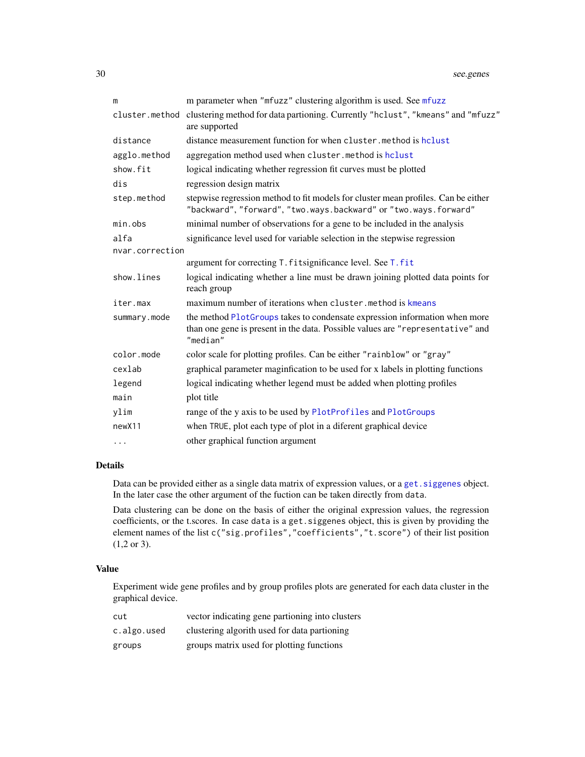| | |
|---|---|
| `m` | m parameter when `"mfuzz"` clustering algorithm is used. See `mfuzz` |
| `cluster.method` | clustering method for data partioning. Currently `"hclust"`, `"kmeans"` and `"mfuzz"` are supported |
| `distance` | distance measurement function for when `cluster.method` is `hclust` |
| `agglo.method` | aggregation method used when `cluster.method` is `hclust` |
| `show.fit` | logical indicating whether regression fit curves must be plotted |
| `dis` | regression design matrix |
| `step.method` | stepwise regression method to fit models for cluster mean profiles. Can be either `"backward"`, `"forward"`, `"two.ways.backward"` or `"two.ways.forward"` |
| `min.obs` | minimal number of observations for a gene to be included in the analysis |
| `alfa` | significance level used for variable selection in the stepwise regression |
| `nvar.correction` | argument for correcting `T.fit`significance level. See `T.fit` |
| `show.lines` | logical indicating whether a line must be drawn joining plotted data points for reach group |
| `iter.max` | maximum number of iterations when `cluster.method` is `kmeans` |
| `summary.mode` | the method `PlotGroups` takes to condensate expression information when more than one gene is present in the data. Possible values are `"representative"` and `"median"` |
| `color.mode` | color scale for plotting profiles. Can be either `"rainblow"` or `"gray"` |
| `cexlab` | graphical parameter maginfication to be used for x labels in plotting functions |
| `legend` | logical indicating whether legend must be added when plotting profiles |
| `main` | plot title |
| `ylim` | range of the y axis to be used by `PlotProfiles` and `PlotGroups` |
| `newX11` | when `TRUE`, plot each type of plot in a diferent graphical device |
| `...` | other graphical function argument |

## Details

Data can be provided either as a single data matrix of expression values, or a `get.siggenes` object. In the later case the other argument of the fuction can be taken directly from `data`.

Data clustering can be done on the basis of either the original expression values, the regression coefficients, or the t.scores. In case `data` is a `get.siggenes` object, this is given by providing the element names of the list `c("sig.profiles","coefficients","t.score")` of their list position (1,2 or 3).

## Value

Experiment wide gene profiles and by group profiles plots are generated for each data cluster in the graphical device.

| | |
|---|---|
| `cut` | vector indicating gene partioning into clusters |
| `c.algo.used` | clustering algorith used for data partioning |
| `groups` | groups matrix used for plotting functions |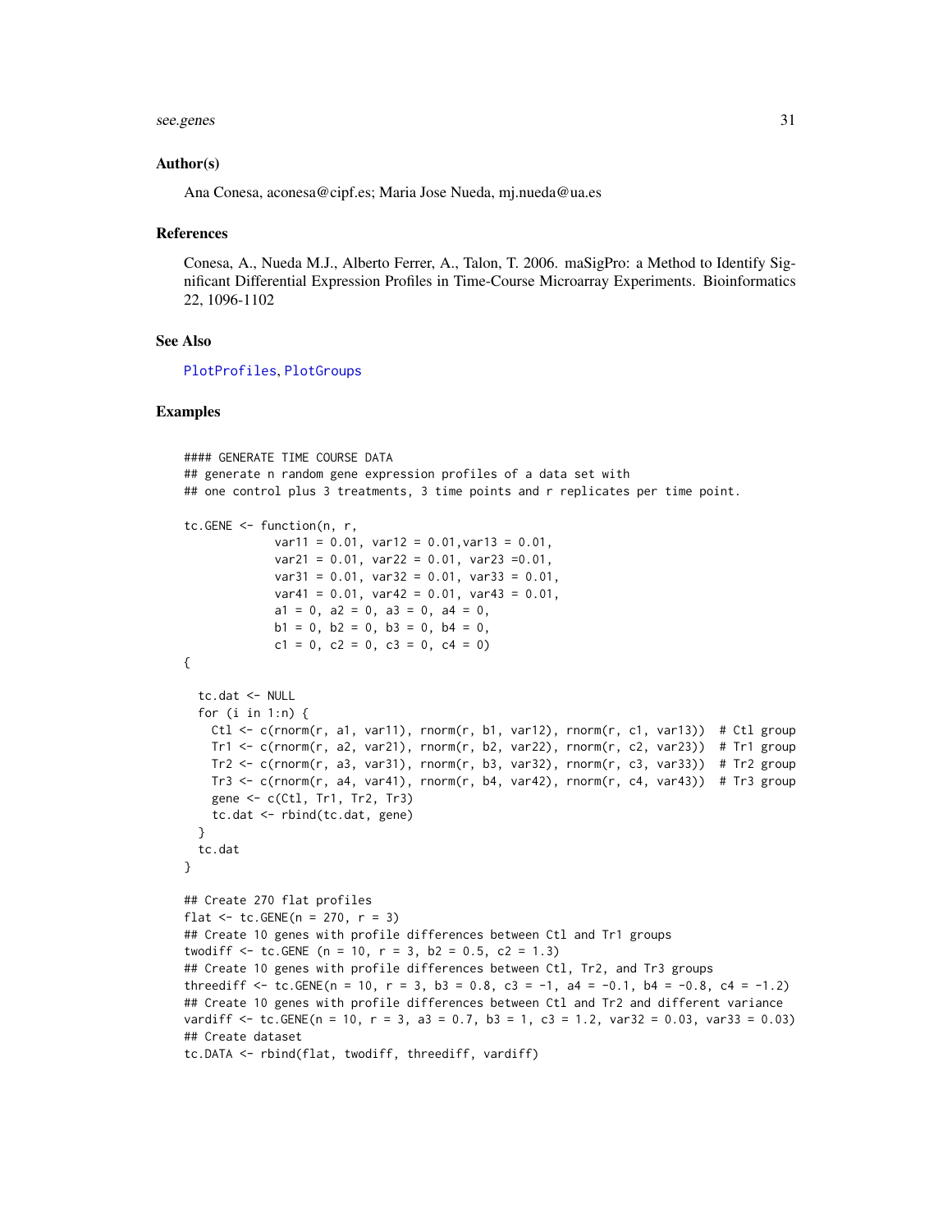### Author(s)

Ana Conesa, aconesa@cipf.es; Maria Jose Nueda, mj.nueda@ua.es

### References

Conesa, A., Nueda M.J., Alberto Ferrer, A., Talon, T. 2006. maSigPro: a Method to Identify Significant Differential Expression Profiles in Time-Course Microarray Experiments. Bioinformatics 22, 1096-1102

### See Also

PlotProfiles, PlotGroups

### Examples

```
#### GENERATE TIME COURSE DATA
## generate n random gene expression profiles of a data set with
## one control plus 3 treatments, 3 time points and r replicates per time point.

tc.GENE <- function(n, r,
             var11 = 0.01, var12 = 0.01,var13 = 0.01,
             var21 = 0.01, var22 = 0.01, var23 =0.01,
             var31 = 0.01, var32 = 0.01, var33 = 0.01,
             var41 = 0.01, var42 = 0.01, var43 = 0.01,
             a1 = 0, a2 = 0, a3 = 0, a4 = 0,
             b1 = 0, b2 = 0, b3 = 0, b4 = 0,
             c1 = 0, c2 = 0, c3 = 0, c4 = 0)
{

  tc.dat <- NULL
  for (i in 1:n) {
    Ctl <- c(rnorm(r, a1, var11), rnorm(r, b1, var12), rnorm(r, c1, var13))  # Ctl group
    Tr1 <- c(rnorm(r, a2, var21), rnorm(r, b2, var22), rnorm(r, c2, var23))  # Tr1 group
    Tr2 <- c(rnorm(r, a3, var31), rnorm(r, b3, var32), rnorm(r, c3, var33))  # Tr2 group
    Tr3 <- c(rnorm(r, a4, var41), rnorm(r, b4, var42), rnorm(r, c4, var43))  # Tr3 group
    gene <- c(Ctl, Tr1, Tr2, Tr3)
    tc.dat <- rbind(tc.dat, gene)
  }
  tc.dat
}

## Create 270 flat profiles
flat <- tc.GENE(n = 270, r = 3)
## Create 10 genes with profile differences between Ctl and Tr1 groups
twodiff <- tc.GENE (n = 10, r = 3, b2 = 0.5, c2 = 1.3)
## Create 10 genes with profile differences between Ctl, Tr2, and Tr3 groups
threediff <- tc.GENE(n = 10, r = 3, b3 = 0.8, c3 = -1, a4 = -0.1, b4 = -0.8, c4 = -1.2)
## Create 10 genes with profile differences between Ctl and Tr2 and different variance
vardiff <- tc.GENE(n = 10, r = 3, a3 = 0.7, b3 = 1, c3 = 1.2, var32 = 0.03, var33 = 0.03)
## Create dataset
tc.DATA <- rbind(flat, twodiff, threediff, vardiff)
```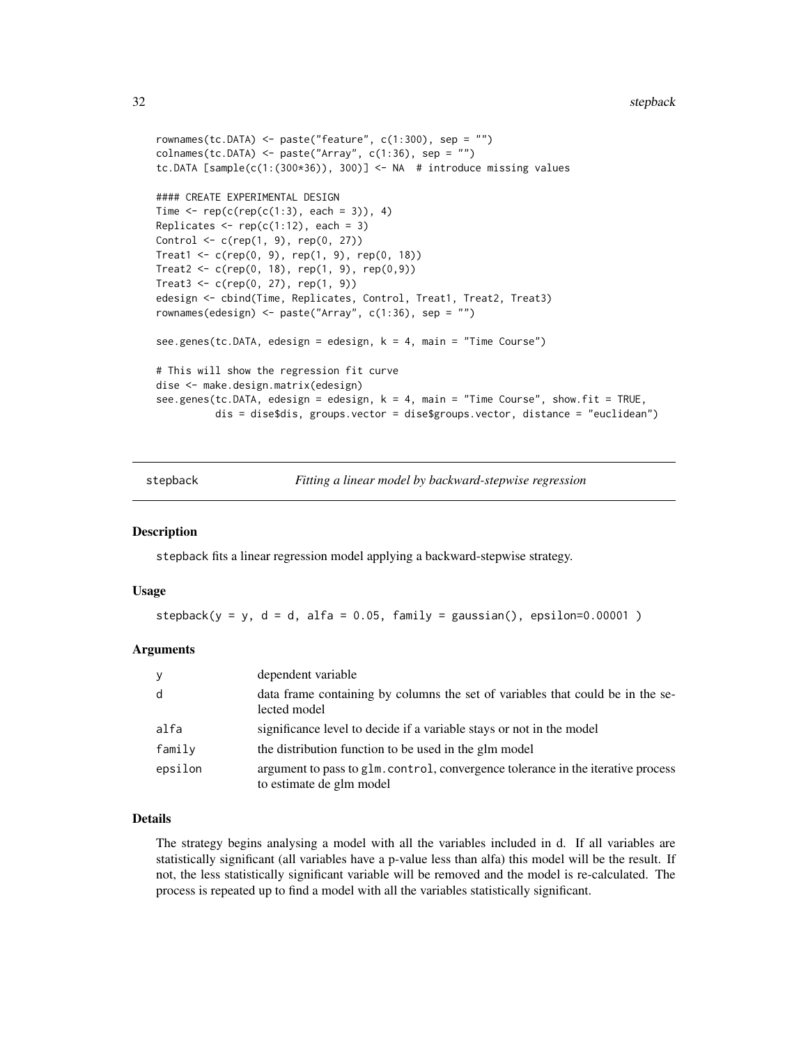```
rownames(tc.DATA) <- paste("feature", c(1:300), sep = "")
colnames(tc.DATA) <- paste("Array", c(1:36), sep = "")
tc.DATA [sample(c(1:(300*36)), 300)] <- NA  # introduce missing values

#### CREATE EXPERIMENTAL DESIGN
Time <- rep(c(rep(c(1:3), each = 3)), 4)
Replicates <- rep(c(1:12), each = 3)
Control <- c(rep(1, 9), rep(0, 27))
Treat1 <- c(rep(0, 9), rep(1, 9), rep(0, 18))
Treat2 <- c(rep(0, 18), rep(1, 9), rep(0,9))
Treat3 <- c(rep(0, 27), rep(1, 9))
edesign <- cbind(Time, Replicates, Control, Treat1, Treat2, Treat3)
rownames(edesign) <- paste("Array", c(1:36), sep = "")

see.genes(tc.DATA, edesign = edesign, k = 4, main = "Time Course")

# This will show the regression fit curve
dise <- make.design.matrix(edesign)
see.genes(tc.DATA, edesign = edesign, k = 4, main = "Time Course", show.fit = TRUE,
          dis = dise$dis, groups.vector = dise$groups.vector, distance = "euclidean")
```

## stepback — *Fitting a linear model by backward-stepwise regression*

### Description

stepback fits a linear regression model applying a backward-stepwise strategy.

### Usage

```
stepback(y = y, d = d, alfa = 0.05, family = gaussian(), epsilon=0.00001 )
```

### Arguments

| | |
|---|---|
| y | dependent variable |
| d | data frame containing by columns the set of variables that could be in the selected model |
| alfa | significance level to decide if a variable stays or not in the model |
| family | the distribution function to be used in the glm model |
| epsilon | argument to pass to glm.control, convergence tolerance in the iterative process to estimate de glm model |

### Details

The strategy begins analysing a model with all the variables included in d. If all variables are statistically significant (all variables have a p-value less than alfa) this model will be the result. If not, the less statistically significant variable will be removed and the model is re-calculated. The process is repeated up to find a model with all the variables statistically significant.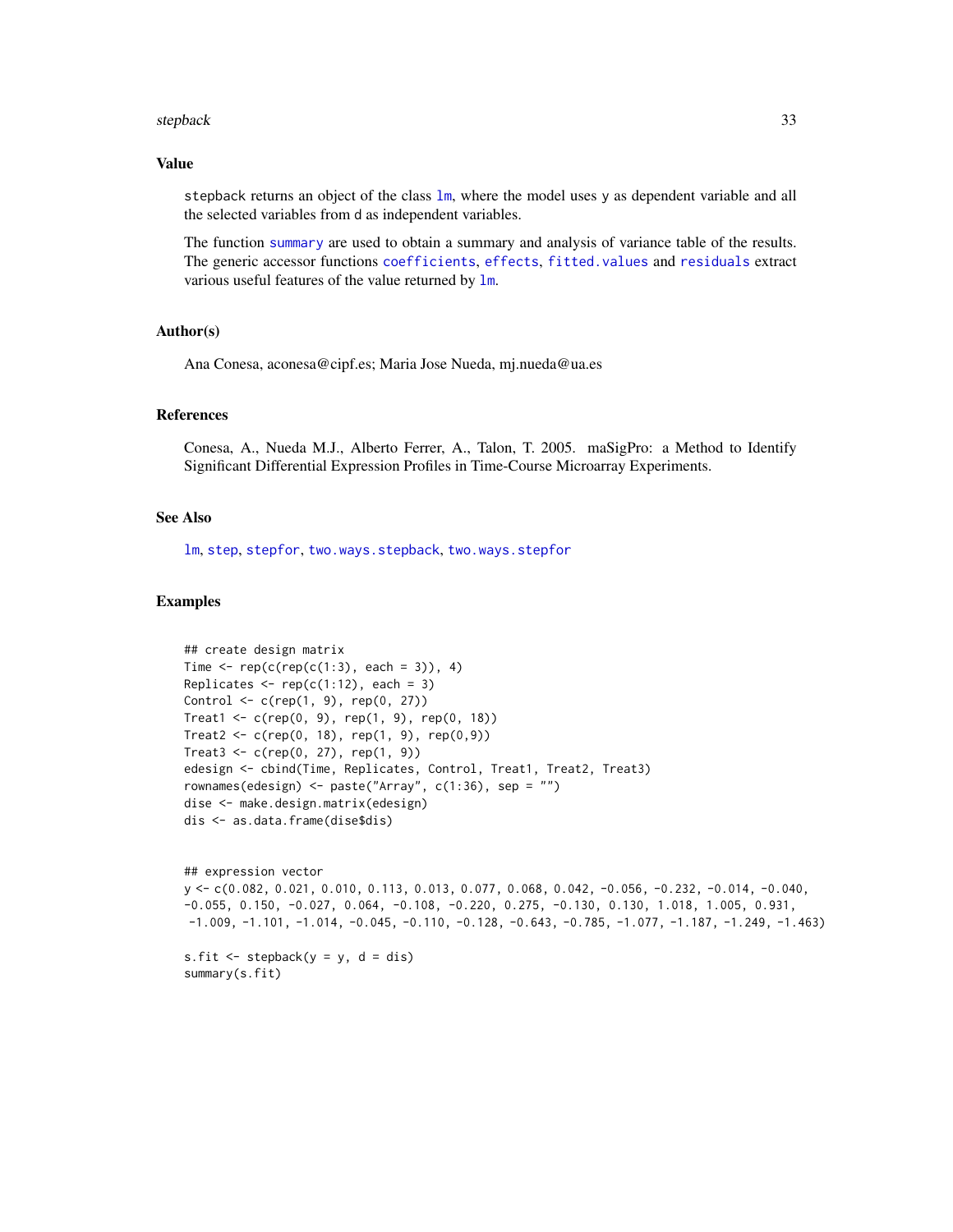## Value

stepback returns an object of the class lm, where the model uses y as dependent variable and all the selected variables from d as independent variables.

The function summary are used to obtain a summary and analysis of variance table of the results. The generic accessor functions coefficients, effects, fitted.values and residuals extract various useful features of the value returned by lm.

## Author(s)

Ana Conesa, aconesa@cipf.es; Maria Jose Nueda, mj.nueda@ua.es

## References

Conesa, A., Nueda M.J., Alberto Ferrer, A., Talon, T. 2005. maSigPro: a Method to Identify Significant Differential Expression Profiles in Time-Course Microarray Experiments.

## See Also

lm, step, stepfor, two.ways.stepback, two.ways.stepfor

## Examples

```
## create design matrix
Time <- rep(c(rep(c(1:3), each = 3)), 4)
Replicates <- rep(c(1:12), each = 3)
Control <- c(rep(1, 9), rep(0, 27))
Treat1 <- c(rep(0, 9), rep(1, 9), rep(0, 18))
Treat2 <- c(rep(0, 18), rep(1, 9), rep(0,9))
Treat3 <- c(rep(0, 27), rep(1, 9))
edesign <- cbind(Time, Replicates, Control, Treat1, Treat2, Treat3)
rownames(edesign) <- paste("Array", c(1:36), sep = "")
dise <- make.design.matrix(edesign)
dis <- as.data.frame(dise$dis)


## expression vector
y <- c(0.082, 0.021, 0.010, 0.113, 0.013, 0.077, 0.068, 0.042, -0.056, -0.232, -0.014, -0.040,
-0.055, 0.150, -0.027, 0.064, -0.108, -0.220, 0.275, -0.130, 0.130, 1.018, 1.005, 0.931,
 -1.009, -1.101, -1.014, -0.045, -0.110, -0.128, -0.643, -0.785, -1.077, -1.187, -1.249, -1.463)

s.fit <- stepback(y = y, d = dis)
summary(s.fit)
```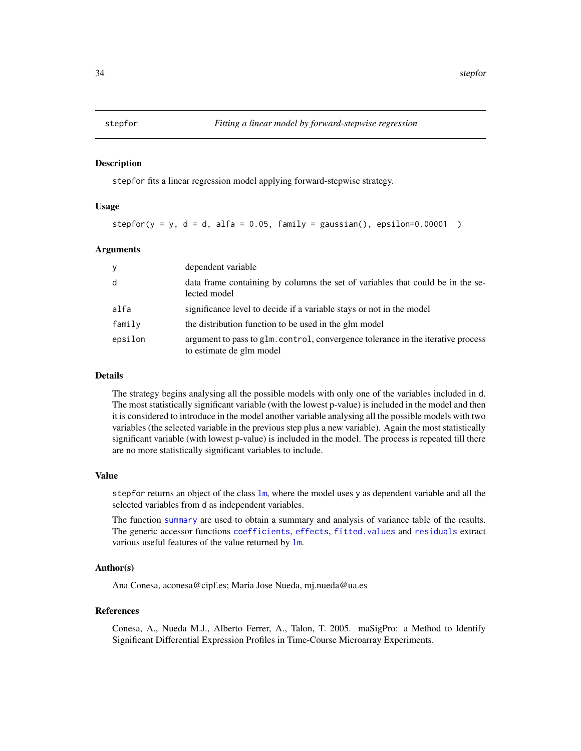## stepfor — *Fitting a linear model by forward-stepwise regression*

### Description

stepfor fits a linear regression model applying forward-stepwise strategy.

### Usage

```
stepfor(y = y, d = d, alfa = 0.05, family = gaussian(), epsilon=0.00001  )
```

### Arguments

| | |
|---|---|
| y | dependent variable |
| d | data frame containing by columns the set of variables that could be in the selected model |
| alfa | significance level to decide if a variable stays or not in the model |
| family | the distribution function to be used in the glm model |
| epsilon | argument to pass to glm.control, convergence tolerance in the iterative process to estimate de glm model |

### Details

The strategy begins analysing all the possible models with only one of the variables included in d. The most statistically significant variable (with the lowest p-value) is included in the model and then it is considered to introduce in the model another variable analysing all the possible models with two variables (the selected variable in the previous step plus a new variable). Again the most statistically significant variable (with lowest p-value) is included in the model. The process is repeated till there are no more statistically significant variables to include.

### Value

stepfor returns an object of the class lm, where the model uses y as dependent variable and all the selected variables from d as independent variables.

The function summary are used to obtain a summary and analysis of variance table of the results. The generic accessor functions coefficients, effects, fitted.values and residuals extract various useful features of the value returned by lm.

### Author(s)

Ana Conesa, aconesa@cipf.es; Maria Jose Nueda, mj.nueda@ua.es

### References

Conesa, A., Nueda M.J., Alberto Ferrer, A., Talon, T. 2005. maSigPro: a Method to Identify Significant Differential Expression Profiles in Time-Course Microarray Experiments.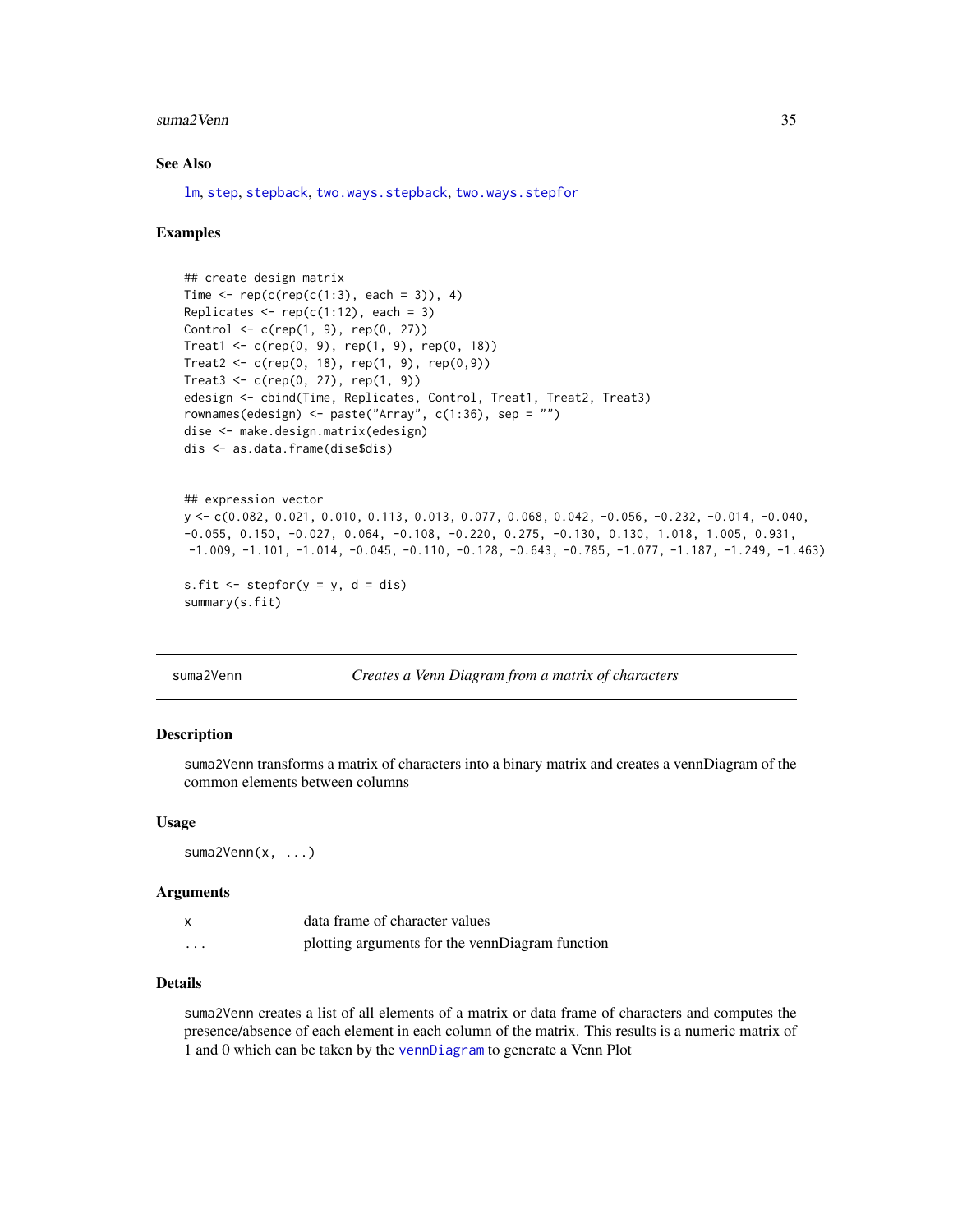### See Also

`lm`, `step`, `stepback`, `two.ways.stepback`, `two.ways.stepfor`

### Examples

```
## create design matrix
Time <- rep(c(rep(c(1:3), each = 3)), 4)
Replicates <- rep(c(1:12), each = 3)
Control <- c(rep(1, 9), rep(0, 27))
Treat1 <- c(rep(0, 9), rep(1, 9), rep(0, 18))
Treat2 <- c(rep(0, 18), rep(1, 9), rep(0,9))
Treat3 <- c(rep(0, 27), rep(1, 9))
edesign <- cbind(Time, Replicates, Control, Treat1, Treat2, Treat3)
rownames(edesign) <- paste("Array", c(1:36), sep = "")
dise <- make.design.matrix(edesign)
dis <- as.data.frame(dise$dis)


## expression vector
y <- c(0.082, 0.021, 0.010, 0.113, 0.013, 0.077, 0.068, 0.042, -0.056, -0.232, -0.014, -0.040,
-0.055, 0.150, -0.027, 0.064, -0.108, -0.220, 0.275, -0.130, 0.130, 1.018, 1.005, 0.931,
 -1.009, -1.101, -1.014, -0.045, -0.110, -0.128, -0.643, -0.785, -1.077, -1.187, -1.249, -1.463)

s.fit <- stepfor(y = y, d = dis)
summary(s.fit)
```

---

## suma2Venn — *Creates a Venn Diagram from a matrix of characters*

### Description

suma2Venn transforms a matrix of characters into a binary matrix and creates a vennDiagram of the common elements between columns

### Usage

```
suma2Venn(x, ...)
```

### Arguments

| | |
|---|---|
| x | data frame of character values |
| ... | plotting arguments for the vennDiagram function |

### Details

suma2Venn creates a list of all elements of a matrix or data frame of characters and computes the presence/absence of each element in each column of the matrix. This results is a numeric matrix of 1 and 0 which can be taken by the `vennDiagram` to generate a Venn Plot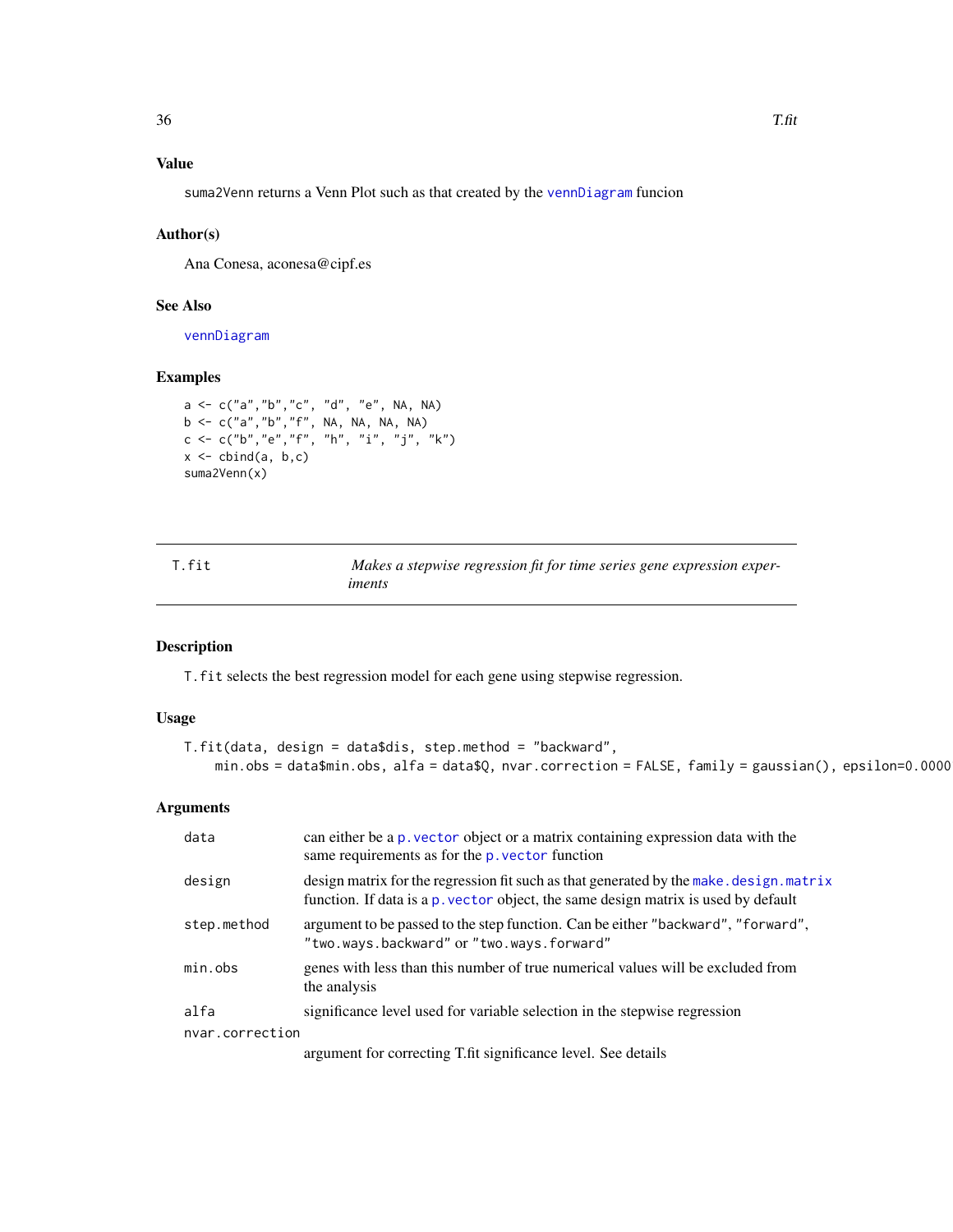## Value

suma2Venn returns a Venn Plot such as that created by the vennDiagram funcion

## Author(s)

Ana Conesa, aconesa@cipf.es

## See Also

vennDiagram

## Examples

```
a <- c("a","b","c", "d", "e", NA, NA)
b <- c("a","b","f", NA, NA, NA, NA)
c <- c("b","e","f", "h", "i", "j", "k")
x <- cbind(a, b,c)
suma2Venn(x)
```

---

# T.fit — *Makes a stepwise regression fit for time series gene expression experiments*

## Description

T.fit selects the best regression model for each gene using stepwise regression.

## Usage

```
T.fit(data, design = data$dis, step.method = "backward",
    min.obs = data$min.obs, alfa = data$Q, nvar.correction = FALSE, family = gaussian(), epsilon=0.0000
```

## Arguments

| | |
|---|---|
| data | can either be a p.vector object or a matrix containing expression data with the same requirements as for the p.vector function |
| design | design matrix for the regression fit such as that generated by the make.design.matrix function. If data is a p.vector object, the same design matrix is used by default |
| step.method | argument to be passed to the step function. Can be either "backward", "forward", "two.ways.backward" or "two.ways.forward" |
| min.obs | genes with less than this number of true numerical values will be excluded from the analysis |
| alfa | significance level used for variable selection in the stepwise regression |
| nvar.correction | argument for correcting T.fit significance level. See details |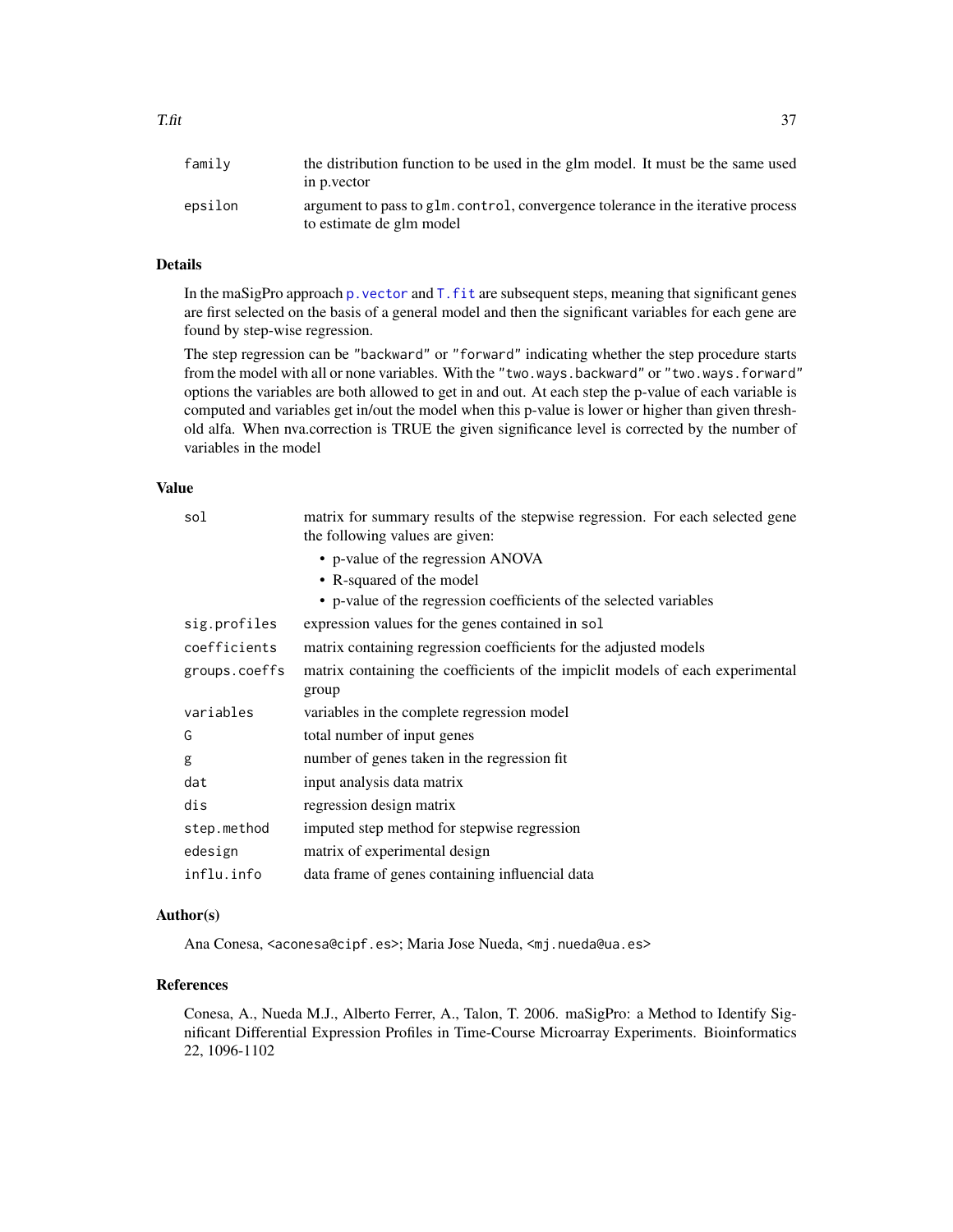| | |
|---|---|
| `family` | the distribution function to be used in the glm model. It must be the same used in p.vector |
| `epsilon` | argument to pass to `glm.control`, convergence tolerance in the iterative process to estimate de glm model |

### Details

In the maSigPro approach `p.vector` and `T.fit` are subsequent steps, meaning that significant genes are first selected on the basis of a general model and then the significant variables for each gene are found by step-wise regression.

The step regression can be `"backward"` or `"forward"` indicating whether the step procedure starts from the model with all or none variables. With the `"two.ways.backward"` or `"two.ways.forward"` options the variables are both allowed to get in and out. At each step the p-value of each variable is computed and variables get in/out the model when this p-value is lower or higher than given threshold alfa. When nva.correction is TRUE the given significance level is corrected by the number of variables in the model

### Value

| | |
|---|---|
| `sol` | matrix for summary results of the stepwise regression. For each selected gene the following values are given:<br>• p-value of the regression ANOVA<br>• R-squared of the model<br>• p-value of the regression coefficients of the selected variables |
| `sig.profiles` | expression values for the genes contained in `sol` |
| `coefficients` | matrix containing regression coefficients for the adjusted models |
| `groups.coeffs` | matrix containing the coefficients of the impiclit models of each experimental group |
| `variables` | variables in the complete regression model |
| `G` | total number of input genes |
| `g` | number of genes taken in the regression fit |
| `dat` | input analysis data matrix |
| `dis` | regression design matrix |
| `step.method` | imputed step method for stepwise regression |
| `edesign` | matrix of experimental design |
| `influ.info` | data frame of genes containing influencial data |

### Author(s)

Ana Conesa, <aconesa@cipf.es>; Maria Jose Nueda, <mj.nueda@ua.es>

### References

Conesa, A., Nueda M.J., Alberto Ferrer, A., Talon, T. 2006. maSigPro: a Method to Identify Significant Differential Expression Profiles in Time-Course Microarray Experiments. Bioinformatics 22, 1096-1102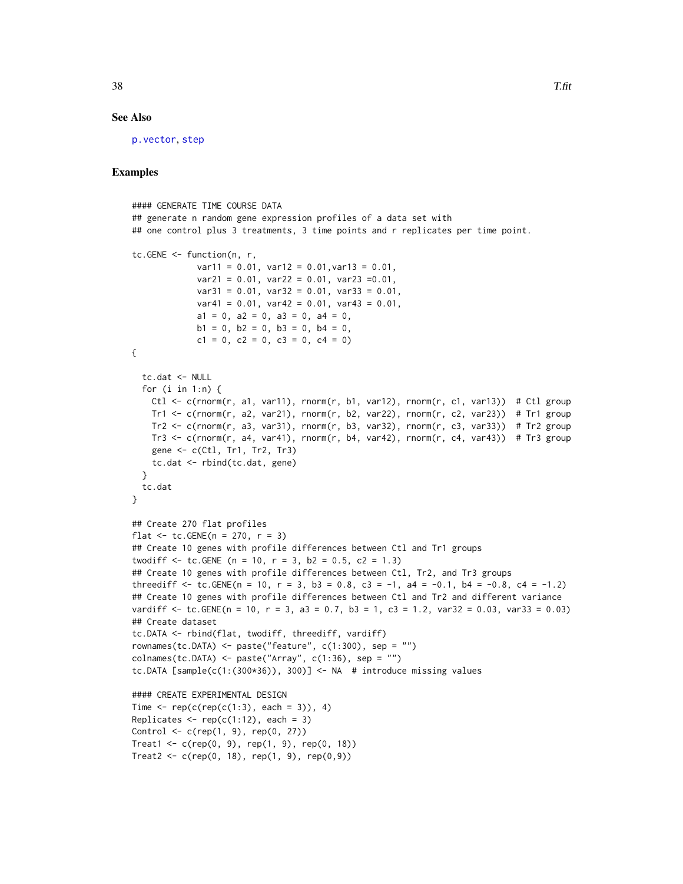## See Also

p.vector, step

## Examples

```
#### GENERATE TIME COURSE DATA
## generate n random gene expression profiles of a data set with
## one control plus 3 treatments, 3 time points and r replicates per time point.

tc.GENE <- function(n, r,
             var11 = 0.01, var12 = 0.01,var13 = 0.01,
             var21 = 0.01, var22 = 0.01, var23 =0.01,
             var31 = 0.01, var32 = 0.01, var33 = 0.01,
             var41 = 0.01, var42 = 0.01, var43 = 0.01,
             a1 = 0, a2 = 0, a3 = 0, a4 = 0,
             b1 = 0, b2 = 0, b3 = 0, b4 = 0,
             c1 = 0, c2 = 0, c3 = 0, c4 = 0)
{

  tc.dat <- NULL
  for (i in 1:n) {
    Ctl <- c(rnorm(r, a1, var11), rnorm(r, b1, var12), rnorm(r, c1, var13))  # Ctl group
    Tr1 <- c(rnorm(r, a2, var21), rnorm(r, b2, var22), rnorm(r, c2, var23))  # Tr1 group
    Tr2 <- c(rnorm(r, a3, var31), rnorm(r, b3, var32), rnorm(r, c3, var33))  # Tr2 group
    Tr3 <- c(rnorm(r, a4, var41), rnorm(r, b4, var42), rnorm(r, c4, var43))  # Tr3 group
    gene <- c(Ctl, Tr1, Tr2, Tr3)
    tc.dat <- rbind(tc.dat, gene)
  }
  tc.dat
}

## Create 270 flat profiles
flat <- tc.GENE(n = 270, r = 3)
## Create 10 genes with profile differences between Ctl and Tr1 groups
twodiff <- tc.GENE (n = 10, r = 3, b2 = 0.5, c2 = 1.3)
## Create 10 genes with profile differences between Ctl, Tr2, and Tr3 groups
threediff <- tc.GENE(n = 10, r = 3, b3 = 0.8, c3 = -1, a4 = -0.1, b4 = -0.8, c4 = -1.2)
## Create 10 genes with profile differences between Ctl and Tr2 and different variance
vardiff <- tc.GENE(n = 10, r = 3, a3 = 0.7, b3 = 1, c3 = 1.2, var32 = 0.03, var33 = 0.03)
## Create dataset
tc.DATA <- rbind(flat, twodiff, threediff, vardiff)
rownames(tc.DATA) <- paste("feature", c(1:300), sep = "")
colnames(tc.DATA) <- paste("Array", c(1:36), sep = "")
tc.DATA [sample(c(1:(300*36)), 300)] <- NA  # introduce missing values

#### CREATE EXPERIMENTAL DESIGN
Time <- rep(c(rep(c(1:3), each = 3)), 4)
Replicates <- rep(c(1:12), each = 3)
Control <- c(rep(1, 9), rep(0, 27))
Treat1 <- c(rep(0, 9), rep(1, 9), rep(0, 18))
Treat2 <- c(rep(0, 18), rep(1, 9), rep(0,9))
```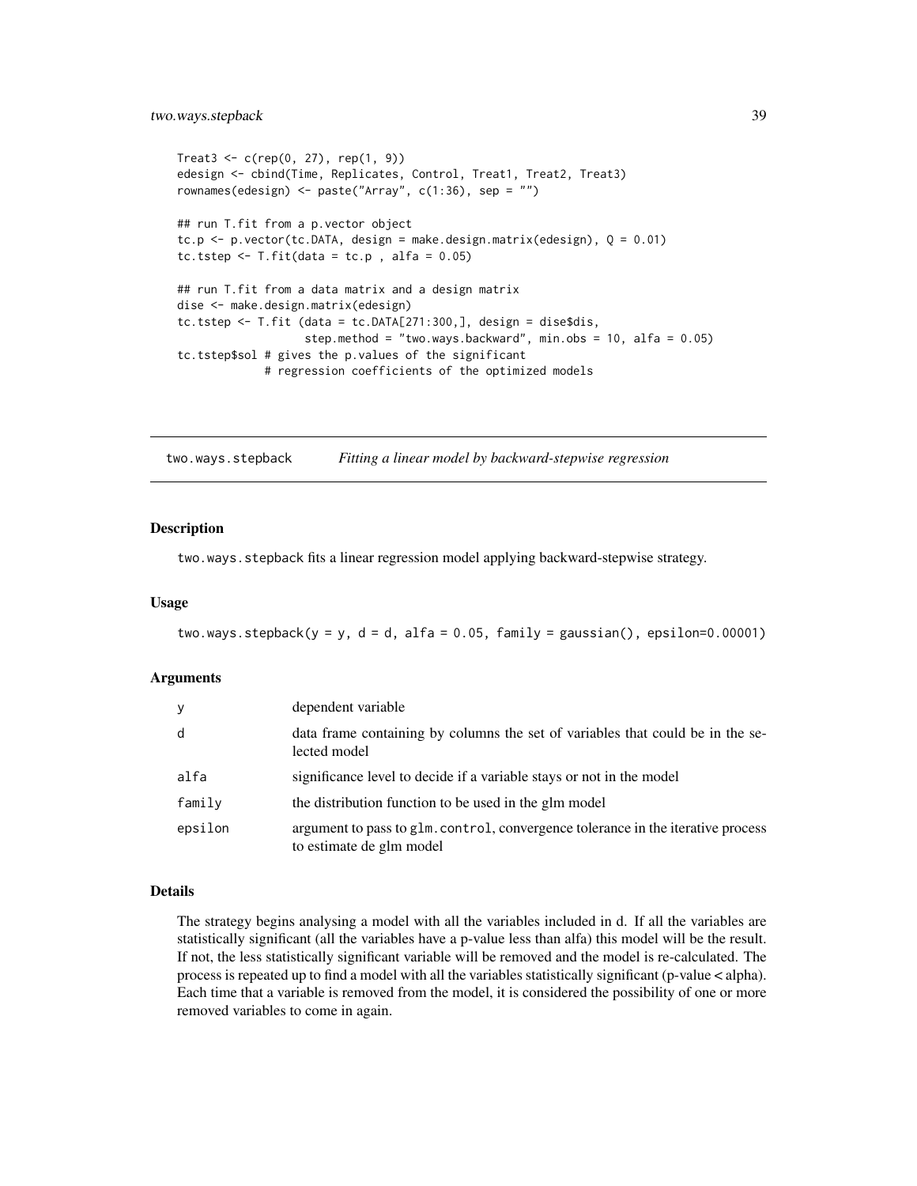```
Treat3 <- c(rep(0, 27), rep(1, 9))
edesign <- cbind(Time, Replicates, Control, Treat1, Treat2, Treat3)
rownames(edesign) <- paste("Array", c(1:36), sep = "")

## run T.fit from a p.vector object
tc.p <- p.vector(tc.DATA, design = make.design.matrix(edesign), Q = 0.01)
tc.tstep <- T.fit(data = tc.p , alfa = 0.05)

## run T.fit from a data matrix and a design matrix
dise <- make.design.matrix(edesign)
tc.tstep <- T.fit (data = tc.DATA[271:300,], design = dise$dis,
                   step.method = "two.ways.backward", min.obs = 10, alfa = 0.05)
tc.tstep$sol # gives the p.values of the significant
             # regression coefficients of the optimized models
```

---

## two.ways.stepback — *Fitting a linear model by backward-stepwise regression*

### Description

two.ways.stepback fits a linear regression model applying backward-stepwise strategy.

### Usage

```
two.ways.stepback(y = y, d = d, alfa = 0.05, family = gaussian(), epsilon=0.00001)
```

### Arguments

| | |
|---|---|
| y | dependent variable |
| d | data frame containing by columns the set of variables that could be in the selected model |
| alfa | significance level to decide if a variable stays or not in the model |
| family | the distribution function to be used in the glm model |
| epsilon | argument to pass to glm.control, convergence tolerance in the iterative process to estimate de glm model |

### Details

The strategy begins analysing a model with all the variables included in d. If all the variables are statistically significant (all the variables have a p-value less than alfa) this model will be the result. If not, the less statistically significant variable will be removed and the model is re-calculated. The process is repeated up to find a model with all the variables statistically significant (p-value < alpha). Each time that a variable is removed from the model, it is considered the possibility of one or more removed variables to come in again.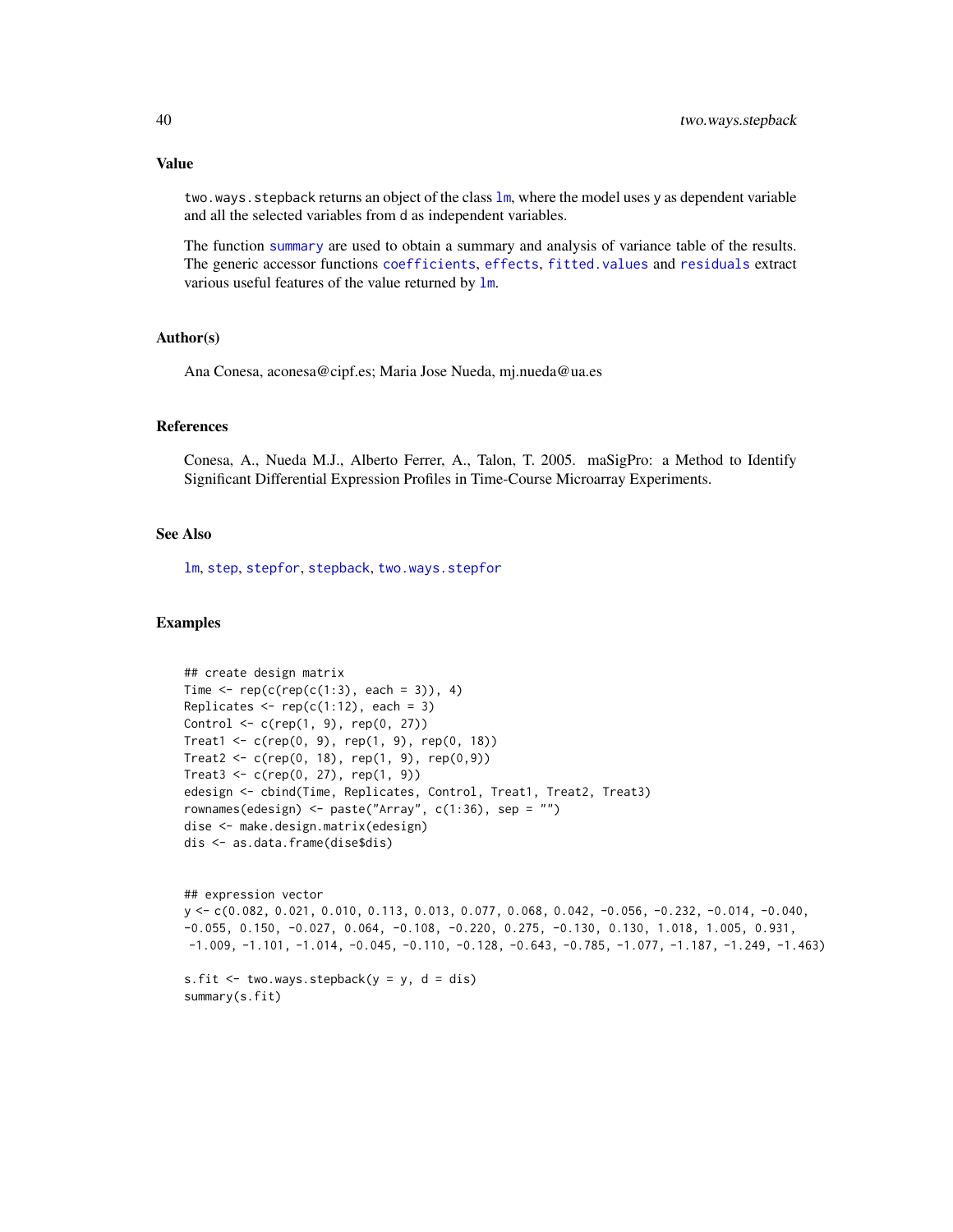## Value

two.ways.stepback returns an object of the class lm, where the model uses y as dependent variable and all the selected variables from d as independent variables.

The function summary are used to obtain a summary and analysis of variance table of the results. The generic accessor functions coefficients, effects, fitted.values and residuals extract various useful features of the value returned by lm.

## Author(s)

Ana Conesa, aconesa@cipf.es; Maria Jose Nueda, mj.nueda@ua.es

## References

Conesa, A., Nueda M.J., Alberto Ferrer, A., Talon, T. 2005. maSigPro: a Method to Identify Significant Differential Expression Profiles in Time-Course Microarray Experiments.

## See Also

lm, step, stepfor, stepback, two.ways.stepfor

## Examples

```
## create design matrix
Time <- rep(c(rep(c(1:3), each = 3)), 4)
Replicates <- rep(c(1:12), each = 3)
Control <- c(rep(1, 9), rep(0, 27))
Treat1 <- c(rep(0, 9), rep(1, 9), rep(0, 18))
Treat2 <- c(rep(0, 18), rep(1, 9), rep(0,9))
Treat3 <- c(rep(0, 27), rep(1, 9))
edesign <- cbind(Time, Replicates, Control, Treat1, Treat2, Treat3)
rownames(edesign) <- paste("Array", c(1:36), sep = "")
dise <- make.design.matrix(edesign)
dis <- as.data.frame(dise$dis)


## expression vector
y <- c(0.082, 0.021, 0.010, 0.113, 0.013, 0.077, 0.068, 0.042, -0.056, -0.232, -0.014, -0.040,
-0.055, 0.150, -0.027, 0.064, -0.108, -0.220, 0.275, -0.130, 0.130, 1.018, 1.005, 0.931,
 -1.009, -1.101, -1.014, -0.045, -0.110, -0.128, -0.643, -0.785, -1.077, -1.187, -1.249, -1.463)

s.fit <- two.ways.stepback(y = y, d = dis)
summary(s.fit)
```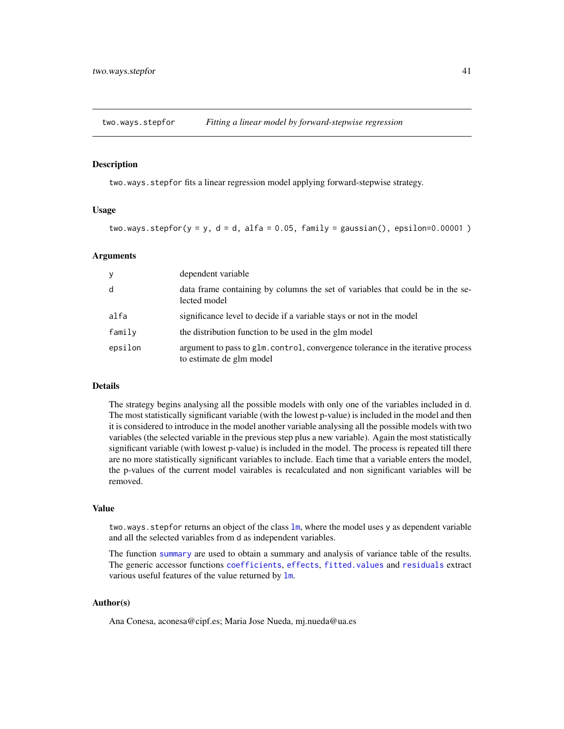two.ways.stepfor *Fitting a linear model by forward-stepwise regression*

## Description

`two.ways.stepfor` fits a linear regression model applying forward-stepwise strategy.

## Usage

```
two.ways.stepfor(y = y, d = d, alfa = 0.05, family = gaussian(), epsilon=0.00001 )
```

## Arguments

| | |
|---|---|
| `y` | dependent variable |
| `d` | data frame containing by columns the set of variables that could be in the selected model |
| `alfa` | significance level to decide if a variable stays or not in the model |
| `family` | the distribution function to be used in the glm model |
| `epsilon` | argument to pass to `glm.control`, convergence tolerance in the iterative process to estimate de glm model |

## Details

The strategy begins analysing all the possible models with only one of the variables included in `d`. The most statistically significant variable (with the lowest p-value) is included in the model and then it is considered to introduce in the model another variable analysing all the possible models with two variables (the selected variable in the previous step plus a new variable). Again the most statistically significant variable (with lowest p-value) is included in the model. The process is repeated till there are no more statistically significant variables to include. Each time that a variable enters the model, the p-values of the current model vairables is recalculated and non significant variables will be removed.

## Value

`two.ways.stepfor` returns an object of the class `lm`, where the model uses `y` as dependent variable and all the selected variables from `d` as independent variables.

The function `summary` are used to obtain a summary and analysis of variance table of the results. The generic accessor functions `coefficients`, `effects`, `fitted.values` and `residuals` extract various useful features of the value returned by `lm`.

## Author(s)

Ana Conesa, aconesa@cipf.es; Maria Jose Nueda, mj.nueda@ua.es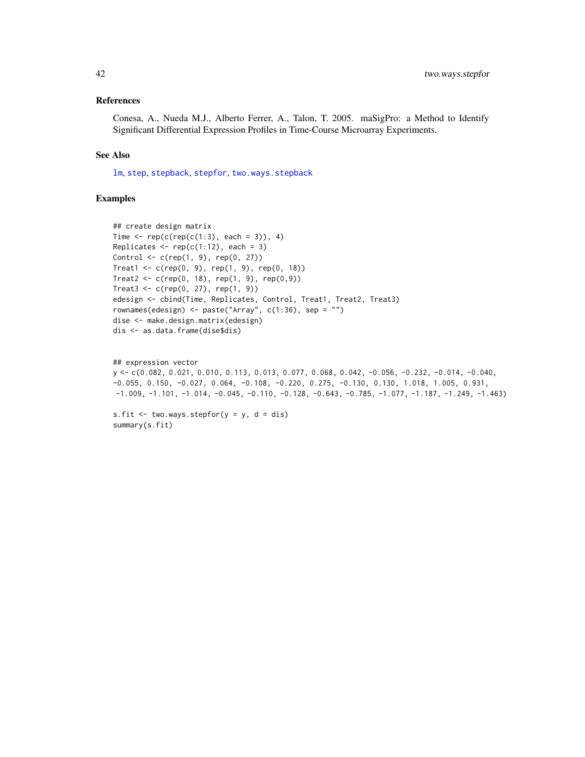## References

Conesa, A., Nueda M.J., Alberto Ferrer, A., Talon, T. 2005. maSigPro: a Method to Identify Significant Differential Expression Profiles in Time-Course Microarray Experiments.

## See Also

lm, step, stepback, stepfor, two.ways.stepback

## Examples

```
## create design matrix
Time <- rep(c(rep(c(1:3), each = 3)), 4)
Replicates <- rep(c(1:12), each = 3)
Control <- c(rep(1, 9), rep(0, 27))
Treat1 <- c(rep(0, 9), rep(1, 9), rep(0, 18))
Treat2 <- c(rep(0, 18), rep(1, 9), rep(0,9))
Treat3 <- c(rep(0, 27), rep(1, 9))
edesign <- cbind(Time, Replicates, Control, Treat1, Treat2, Treat3)
rownames(edesign) <- paste("Array", c(1:36), sep = "")
dise <- make.design.matrix(edesign)
dis <- as.data.frame(dise$dis)


## expression vector
y <- c(0.082, 0.021, 0.010, 0.113, 0.013, 0.077, 0.068, 0.042, -0.056, -0.232, -0.014, -0.040,
-0.055, 0.150, -0.027, 0.064, -0.108, -0.220, 0.275, -0.130, 0.130, 1.018, 1.005, 0.931,
 -1.009, -1.101, -1.014, -0.045, -0.110, -0.128, -0.643, -0.785, -1.077, -1.187, -1.249, -1.463)

s.fit <- two.ways.stepfor(y = y, d = dis)
summary(s.fit)
```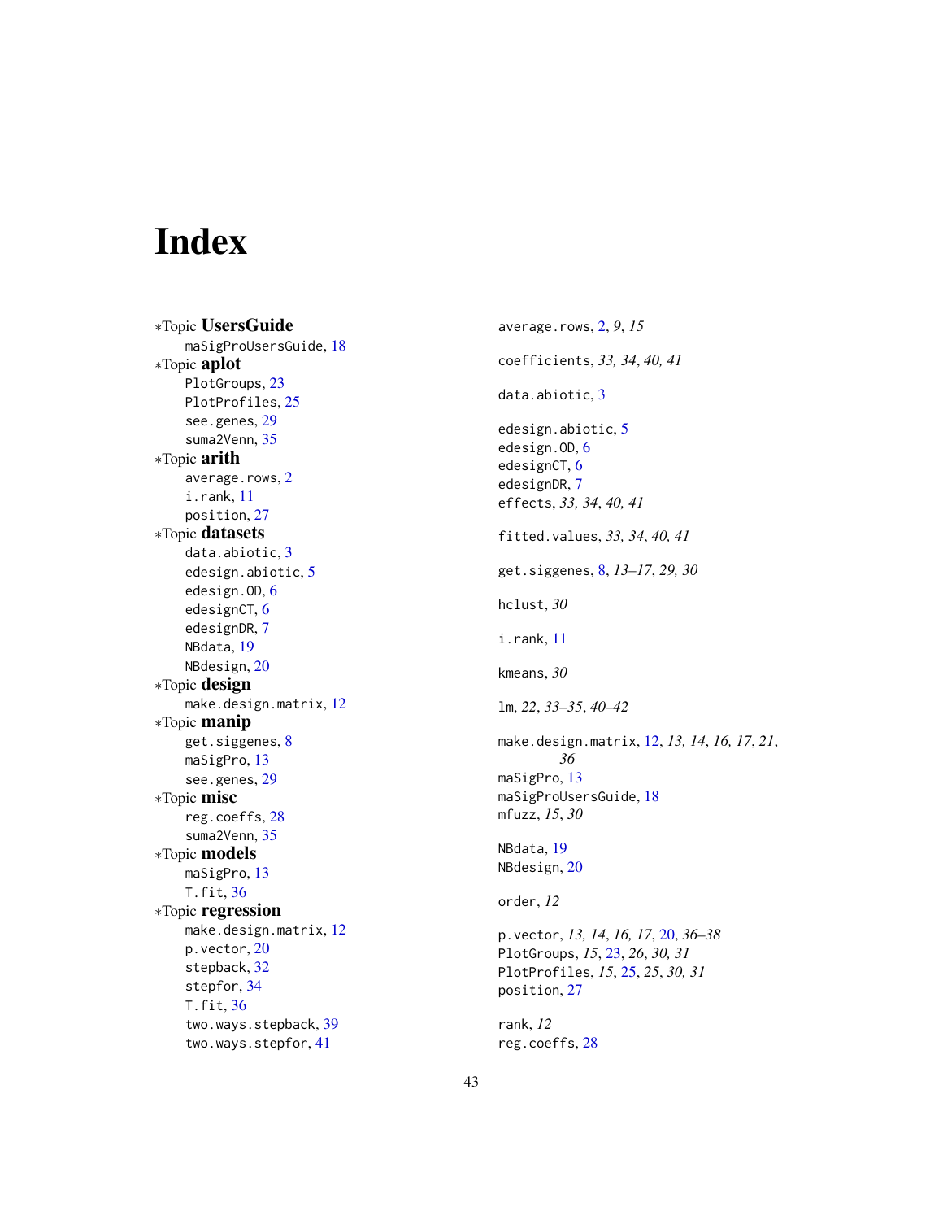# Index

*Topic **UsersGuide**
    maSigProUsersGuide, 18
*Topic **aplot**
    PlotGroups, 23
    PlotProfiles, 25
    see.genes, 29
    suma2Venn, 35
*Topic **arith**
    average.rows, 2
    i.rank, 11
    position, 27
*Topic **datasets**
    data.abiotic, 3
    edesign.abiotic, 5
    edesign.OD, 6
    edesignCT, 6
    edesignDR, 7
    NBdata, 19
    NBdesign, 20
*Topic **design**
    make.design.matrix, 12
*Topic **manip**
    get.siggenes, 8
    maSigPro, 13
    see.genes, 29
*Topic **misc**
    reg.coeffs, 28
    suma2Venn, 35
*Topic **models**
    maSigPro, 13
    T.fit, 36
*Topic **regression**
    make.design.matrix, 12
    p.vector, 20
    stepback, 32
    stepfor, 34
    T.fit, 36
    two.ways.stepback, 39
    two.ways.stepfor, 41

average.rows, 2, *9*, *15*

coefficients, *33, 34*, *40, 41*

data.abiotic, 3

edesign.abiotic, 5
edesign.OD, 6
edesignCT, 6
edesignDR, 7
effects, *33, 34*, *40, 41*

fitted.values, *33, 34*, *40, 41*

get.siggenes, 8, *13–17*, *29, 30*

hclust, *30*

i.rank, 11

kmeans, *30*

lm, *22*, *33–35*, *40–42*

make.design.matrix, 12, *13, 14*, *16, 17*, *21*, *36*
maSigPro, 13
maSigProUsersGuide, 18
mfuzz, *15*, *30*

NBdata, 19
NBdesign, 20

order, *12*

p.vector, *13, 14*, *16, 17*, 20, *36–38*
PlotGroups, *15*, 23, *26*, *30, 31*
PlotProfiles, *15*, 25, *25*, *30, 31*
position, 27

rank, *12*
reg.coeffs, 28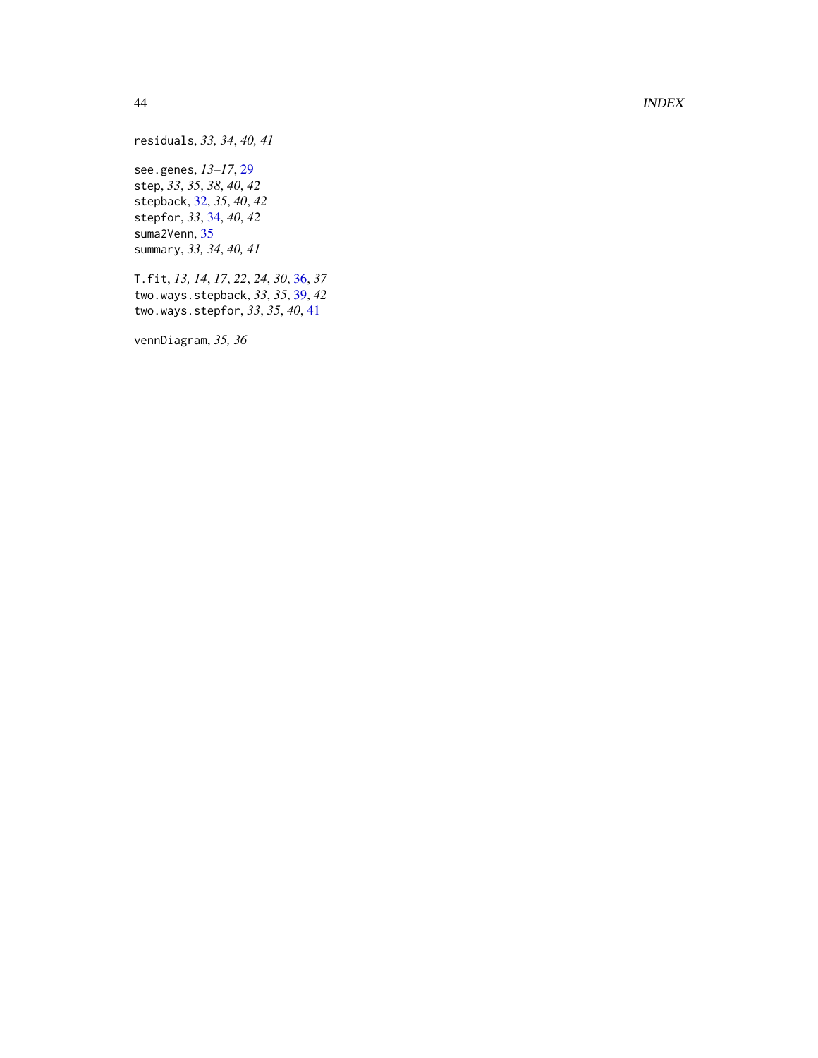residuals, *33, 34*, *40, 41*

see.genes, *13–17*, 29
step, *33*, *35*, *38*, *40*, *42*
stepback, 32, *35*, *40*, *42*
stepfor, *33*, 34, *40*, *42*
suma2Venn, 35
summary, *33, 34*, *40, 41*

T.fit, *13, 14*, *17*, *22*, *24*, *30*, 36, *37*
two.ways.stepback, *33*, *35*, 39, *42*
two.ways.stepfor, *33*, *35*, *40*, 41

vennDiagram, *35, 36*